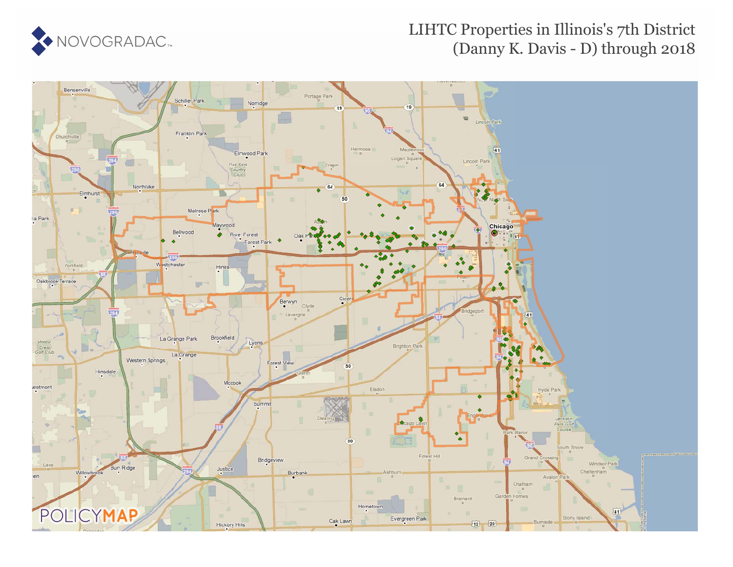# LIHTC Properties in Illinois's 7th District (Danny K. Davis - D) through 2018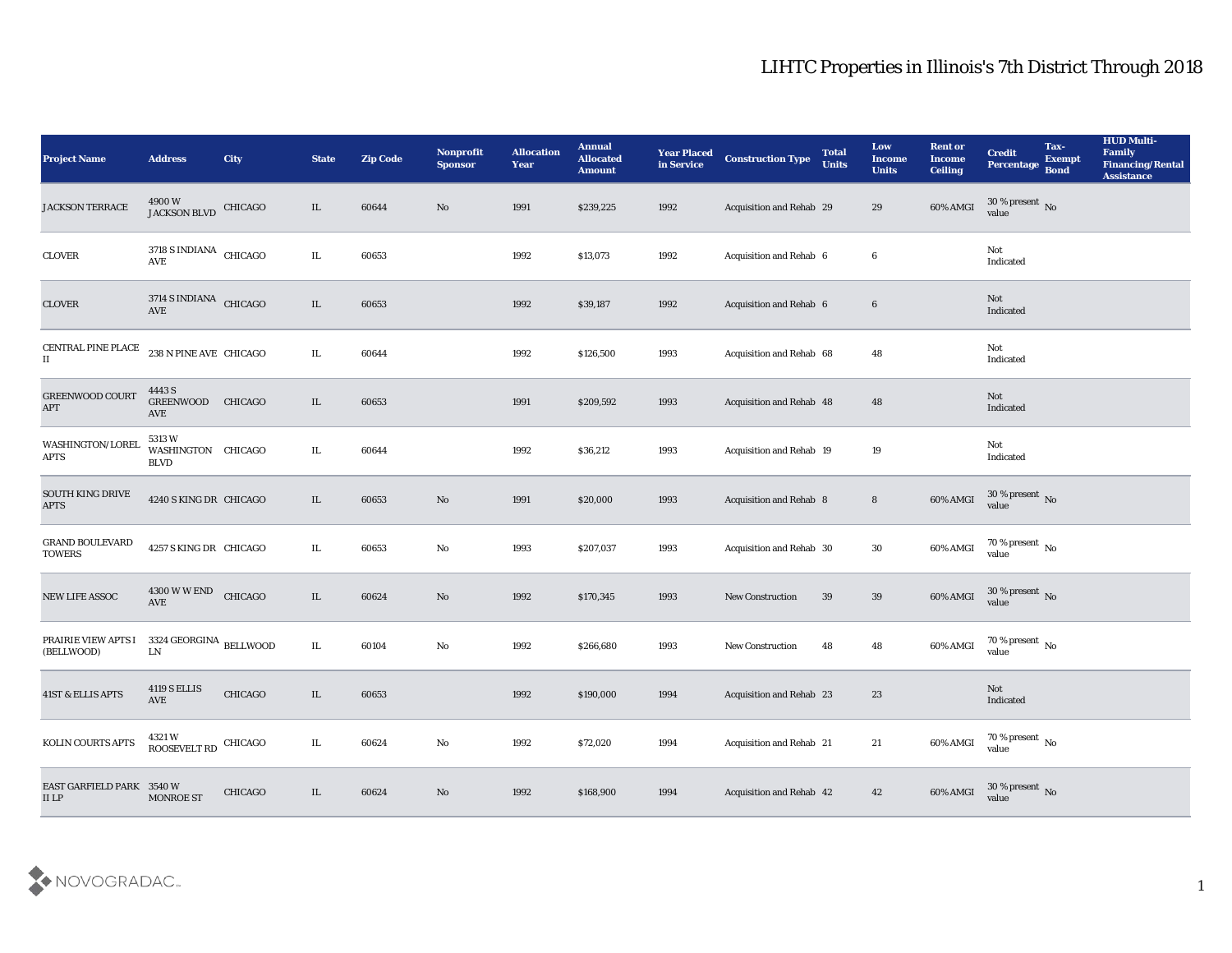# LIHTC Properties in Illinois's 7th District Through 2018

| Project Name | Address | City | State | Zip Code | Nonprofit Sponsor | Allocation Year | Annual Allocated Amount | Year Placed in Service | Construction Type | Total Units | Low Income Units | Rent or Income Ceiling | Credit Percentage | Tax-Exempt Bond | HUD Multi-Family Financing/Rental Assistance |
|---|---|---|---|---|---|---|---|---|---|---|---|---|---|---|---|
| JACKSON TERRACE | 4900 W JACKSON BLVD | CHICAGO | IL | 60644 | No | 1991 | $239,225 | 1992 | Acquisition and Rehab | 29 | 29 | 60% AMGI | 30 % present value | No | |
| CLOVER | 3718 S INDIANA AVE | CHICAGO | IL | 60653 | | 1992 | $13,073 | 1992 | Acquisition and Rehab | 6 | 6 | | Not Indicated | | |
| CLOVER | 3714 S INDIANA AVE | CHICAGO | IL | 60653 | | 1992 | $39,187 | 1992 | Acquisition and Rehab | 6 | 6 | | Not Indicated | | |
| CENTRAL PINE PLACE II | 238 N PINE AVE | CHICAGO | IL | 60644 | | 1992 | $126,500 | 1993 | Acquisition and Rehab | 68 | 48 | | Not Indicated | | |
| GREENWOOD COURT APT | 4443 S GREENWOOD AVE | CHICAGO | IL | 60653 | | 1991 | $209,592 | 1993 | Acquisition and Rehab | 48 | 48 | | Not Indicated | | |
| WASHINGTON/LOREL APTS | 5313 W WASHINGTON BLVD | CHICAGO | IL | 60644 | | 1992 | $36,212 | 1993 | Acquisition and Rehab | 19 | 19 | | Not Indicated | | |
| SOUTH KING DRIVE APTS | 4240 S KING DR | CHICAGO | IL | 60653 | No | 1991 | $20,000 | 1993 | Acquisition and Rehab | 8 | 8 | 60% AMGI | 30 % present value | No | |
| GRAND BOULEVARD TOWERS | 4257 S KING DR | CHICAGO | IL | 60653 | No | 1993 | $207,037 | 1993 | Acquisition and Rehab | 30 | 30 | 60% AMGI | 70 % present value | No | |
| NEW LIFE ASSOC | 4300 W W END AVE | CHICAGO | IL | 60624 | No | 1992 | $170,345 | 1993 | New Construction | 39 | 39 | 60% AMGI | 30 % present value | No | |
| PRAIRIE VIEW APTS I (BELLWOOD) | 3324 GEORGINA LN | BELLWOOD | IL | 60104 | No | 1992 | $266,680 | 1993 | New Construction | 48 | 48 | 60% AMGI | 70 % present value | No | |
| 41ST & ELLIS APTS | 4119 S ELLIS AVE | CHICAGO | IL | 60653 | | 1992 | $190,000 | 1994 | Acquisition and Rehab | 23 | 23 | | Not Indicated | | |
| KOLIN COURTS APTS | 4321 W ROOSEVELT RD | CHICAGO | IL | 60624 | No | 1992 | $72,020 | 1994 | Acquisition and Rehab | 21 | 21 | 60% AMGI | 70 % present value | No | |
| EAST GARFIELD PARK II LP | 3540 W MONROE ST | CHICAGO | IL | 60624 | No | 1992 | $168,900 | 1994 | Acquisition and Rehab | 42 | 42 | 60% AMGI | 30 % present value | No | |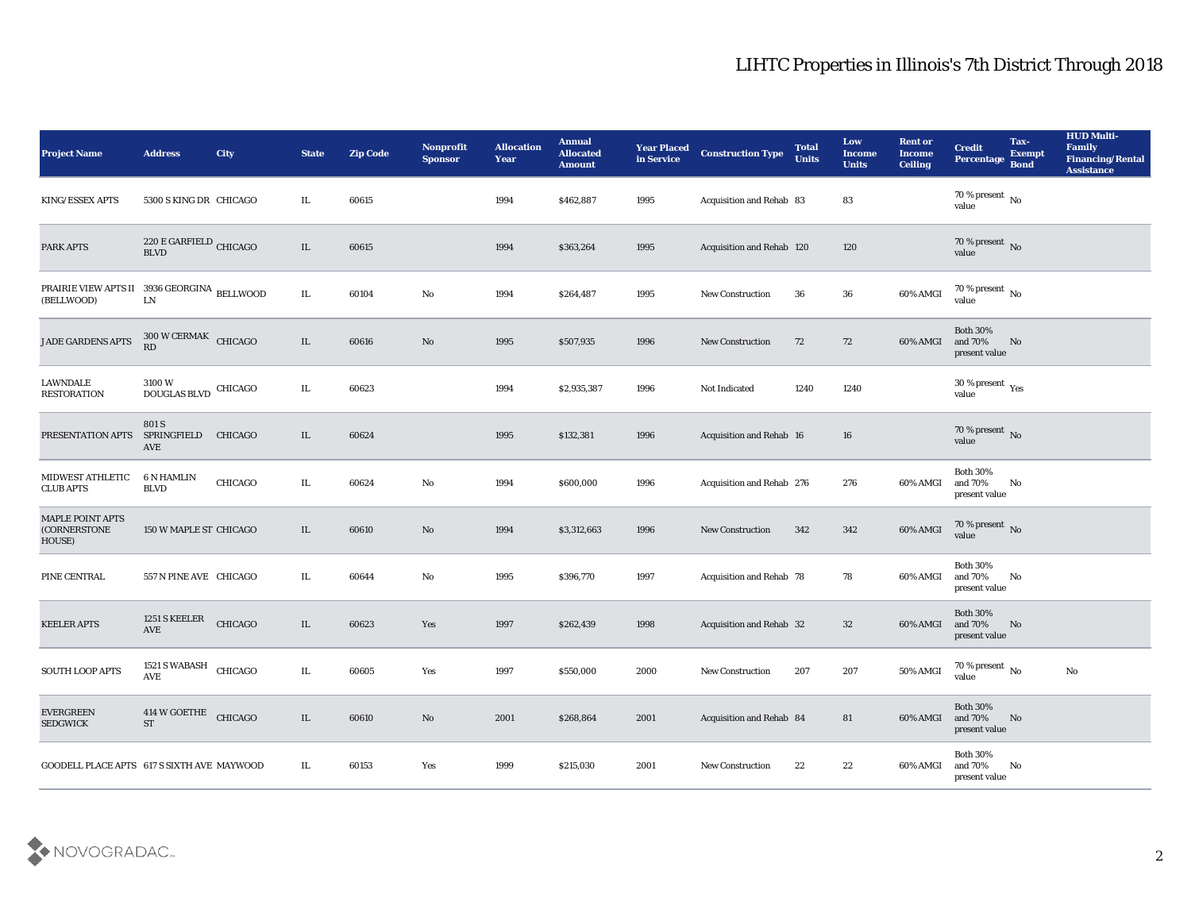# LIHTC Properties in Illinois's 7th District Through 2018

| Project Name | Address | City | State | Zip Code | Nonprofit Sponsor | Allocation Year | Annual Allocated Amount | Year Placed in Service | Construction Type | Total Units | Low Income Units | Rent or Income Ceiling | Credit Percentage | Tax-Exempt Bond | HUD Multi-Family Financing/Rental Assistance |
|---|---|---|---|---|---|---|---|---|---|---|---|---|---|---|---|
| KING/ESSEX APTS | 5300 S KING DR | CHICAGO | IL | 60615 | | 1994 | $462,887 | 1995 | Acquisition and Rehab | 83 | 83 | | 70 % present value | No | |
| PARK APTS | 220 E GARFIELD BLVD | CHICAGO | IL | 60615 | | 1994 | $363,264 | 1995 | Acquisition and Rehab | 120 | 120 | | 70 % present value | No | |
| PRAIRIE VIEW APTS II (BELLWOOD) | 3936 GEORGINA LN | BELLWOOD | IL | 60104 | No | 1994 | $264,487 | 1995 | New Construction | 36 | 36 | 60% AMGI | 70 % present value | No | |
| JADE GARDENS APTS | 300 W CERMAK RD | CHICAGO | IL | 60616 | No | 1995 | $507,935 | 1996 | New Construction | 72 | 72 | 60% AMGI | Both 30% and 70% present value | No | |
| LAWNDALE RESTORATION | 3100 W DOUGLAS BLVD | CHICAGO | IL | 60623 | | 1994 | $2,935,387 | 1996 | Not Indicated | 1240 | 1240 | | 30 % present value | Yes | |
| PRESENTATION APTS | 801 S SPRINGFIELD AVE | CHICAGO | IL | 60624 | | 1995 | $132,381 | 1996 | Acquisition and Rehab | 16 | 16 | | 70 % present value | No | |
| MIDWEST ATHLETIC CLUB APTS | 6 N HAMLIN BLVD | CHICAGO | IL | 60624 | No | 1994 | $600,000 | 1996 | Acquisition and Rehab | 276 | 276 | 60% AMGI | Both 30% and 70% present value | No | |
| MAPLE POINT APTS (CORNERSTONE HOUSE) | 150 W MAPLE ST | CHICAGO | IL | 60610 | No | 1994 | $3,312,663 | 1996 | New Construction | 342 | 342 | 60% AMGI | 70 % present value | No | |
| PINE CENTRAL | 557 N PINE AVE | CHICAGO | IL | 60644 | No | 1995 | $396,770 | 1997 | Acquisition and Rehab | 78 | 78 | 60% AMGI | Both 30% and 70% present value | No | |
| KEELER APTS | 1251 S KEELER AVE | CHICAGO | IL | 60623 | Yes | 1997 | $262,439 | 1998 | Acquisition and Rehab | 32 | 32 | 60% AMGI | Both 30% and 70% present value | No | |
| SOUTH LOOP APTS | 1521 S WABASH AVE | CHICAGO | IL | 60605 | Yes | 1997 | $550,000 | 2000 | New Construction | 207 | 207 | 50% AMGI | 70 % present value | No | No |
| EVERGREEN SEDGWICK | 414 W GOETHE ST | CHICAGO | IL | 60610 | No | 2001 | $268,864 | 2001 | Acquisition and Rehab | 84 | 81 | 60% AMGI | Both 30% and 70% present value | No | |
| GOODELL PLACE APTS | 617 S SIXTH AVE | MAYWOOD | IL | 60153 | Yes | 1999 | $215,030 | 2001 | New Construction | 22 | 22 | 60% AMGI | Both 30% and 70% present value | No | |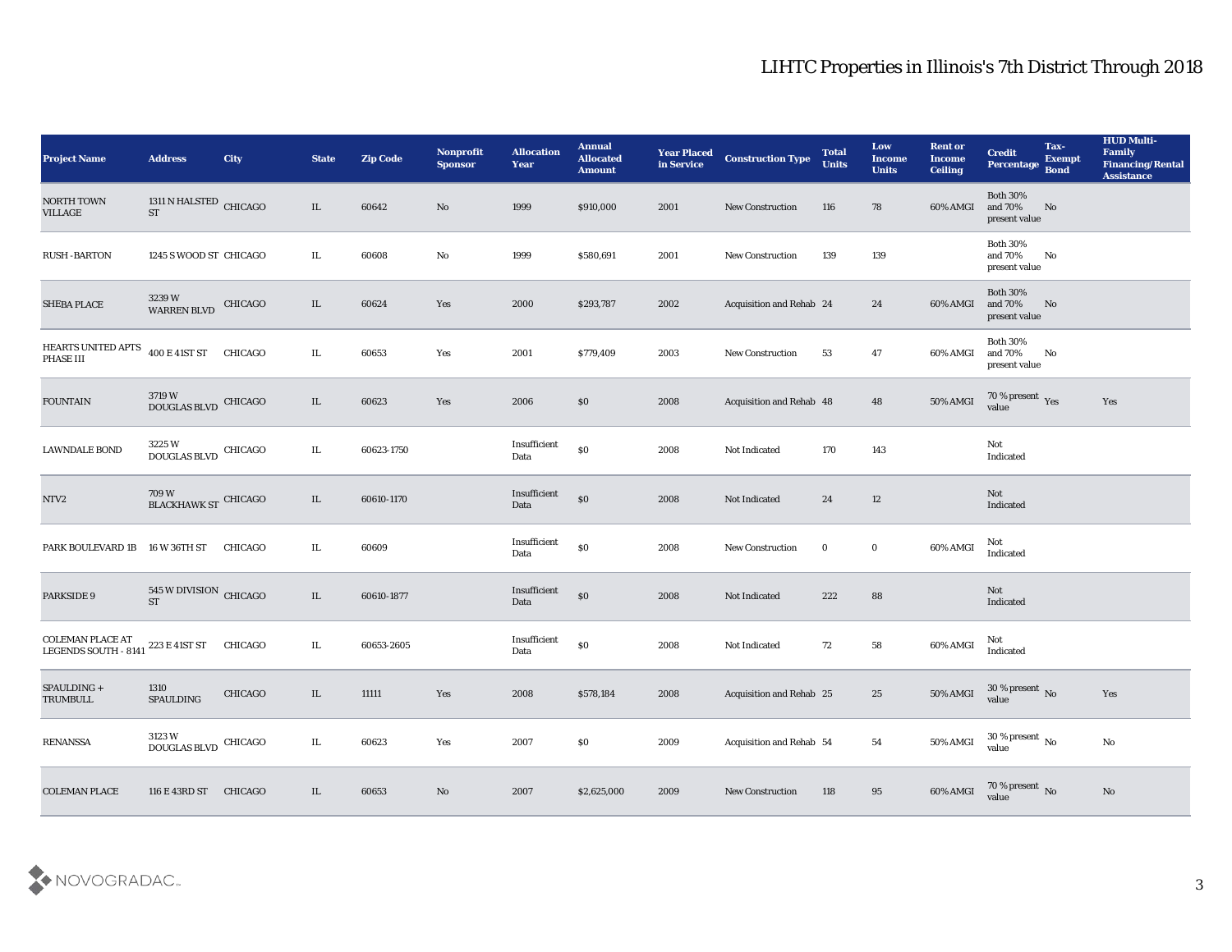# LIHTC Properties in Illinois's 7th District Through 2018

| Project Name | Address | City | State | Zip Code | Nonprofit Sponsor | Allocation Year | Annual Allocated Amount | Year Placed in Service | Construction Type | Total Units | Low Income Units | Rent or Income Ceiling | Credit Percentage | Tax-Exempt Bond | HUD Multi-Family Financing/Rental Assistance |
|---|---|---|---|---|---|---|---|---|---|---|---|---|---|---|---|
| NORTH TOWN VILLAGE | 1311 N HALSTED ST | CHICAGO | IL | 60642 | No | 1999 | $910,000 | 2001 | New Construction | 116 | 78 | 60% AMGI | Both 30% and 70% present value | No | |
| RUSH - BARTON | 1245 S WOOD ST | CHICAGO | IL | 60608 | No | 1999 | $580,691 | 2001 | New Construction | 139 | 139 | | Both 30% and 70% present value | No | |
| SHEBA PLACE | 3239 W WARREN BLVD | CHICAGO | IL | 60624 | Yes | 2000 | $293,787 | 2002 | Acquisition and Rehab | 24 | 24 | 60% AMGI | Both 30% and 70% present value | No | |
| HEARTS UNITED APTS PHASE III | 400 E 41ST ST | CHICAGO | IL | 60653 | Yes | 2001 | $779,409 | 2003 | New Construction | 53 | 47 | 60% AMGI | Both 30% and 70% present value | No | |
| FOUNTAIN | 3719 W DOUGLAS BLVD | CHICAGO | IL | 60623 | Yes | 2006 | $0 | 2008 | Acquisition and Rehab | 48 | 48 | 50% AMGI | 70 % present value | Yes | Yes |
| LAWNDALE BOND | 3225 W DOUGLAS BLVD | CHICAGO | IL | 60623-1750 | | Insufficient Data | $0 | 2008 | Not Indicated | 170 | 143 | | Not Indicated | | |
| NTV2 | 709 W BLACKHAWK ST | CHICAGO | IL | 60610-1170 | | Insufficient Data | $0 | 2008 | Not Indicated | 24 | 12 | | Not Indicated | | |
| PARK BOULEVARD 1B | 16 W 36TH ST | CHICAGO | IL | 60609 | | Insufficient Data | $0 | 2008 | New Construction | 0 | 0 | 60% AMGI | Not Indicated | | |
| PARKSIDE 9 | 545 W DIVISION ST | CHICAGO | IL | 60610-1877 | | Insufficient Data | $0 | 2008 | Not Indicated | 222 | 88 | | Not Indicated | | |
| COLEMAN PLACE AT LEGENDS SOUTH - 8141 | 223 E 41ST ST | CHICAGO | IL | 60653-2605 | | Insufficient Data | $0 | 2008 | Not Indicated | 72 | 58 | 60% AMGI | Not Indicated | | |
| SPAULDING + TRUMBULL | 1310 SPAULDING | CHICAGO | IL | 11111 | Yes | 2008 | $578,184 | 2008 | Acquisition and Rehab | 25 | 25 | 50% AMGI | 30 % present value | No | Yes |
| RENANSSA | 3123 W DOUGLAS BLVD | CHICAGO | IL | 60623 | Yes | 2007 | $0 | 2009 | Acquisition and Rehab | 54 | 54 | 50% AMGI | 30 % present value | No | No |
| COLEMAN PLACE | 116 E 43RD ST | CHICAGO | IL | 60653 | No | 2007 | $2,625,000 | 2009 | New Construction | 118 | 95 | 60% AMGI | 70 % present value | No | No |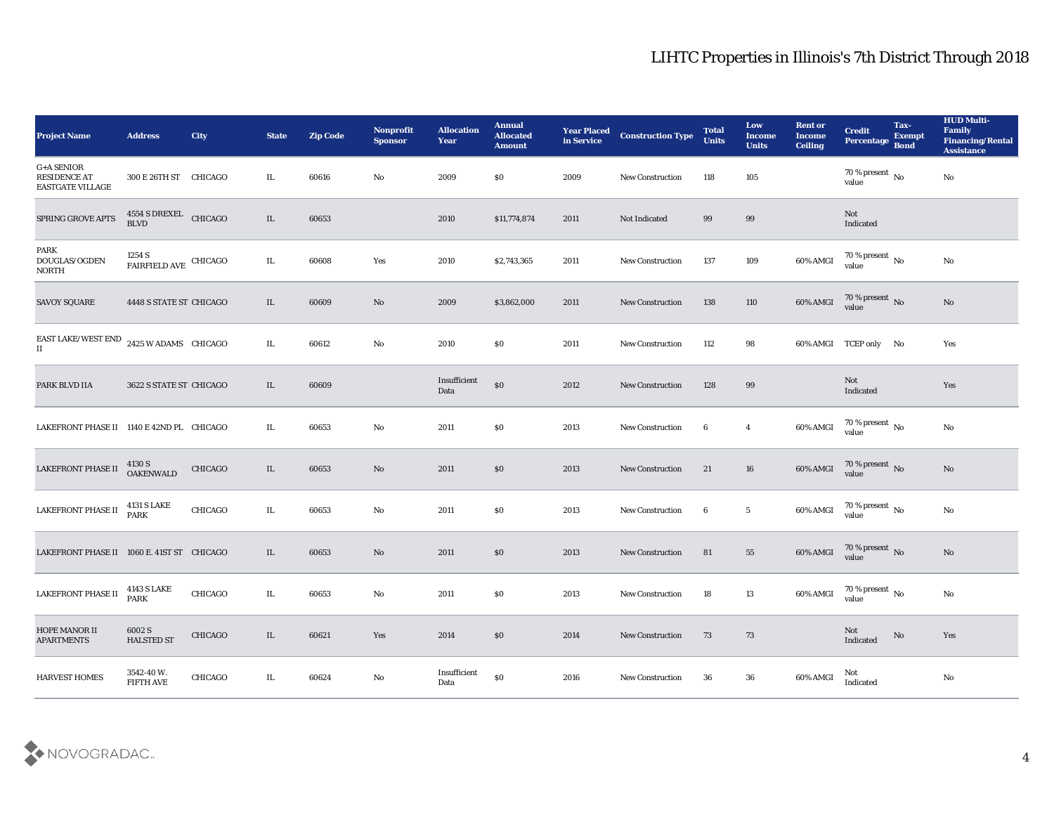# LIHTC Properties in Illinois's 7th District Through 2018

| Project Name | Address | City | State | Zip Code | Nonprofit Sponsor | Allocation Year | Annual Allocated Amount | Year Placed in Service | Construction Type | Total Units | Low Income Units | Rent or Income Ceiling | Credit Percentage | Tax-Exempt Bond | HUD Multi-Family Financing/Rental Assistance |
|---|---|---|---|---|---|---|---|---|---|---|---|---|---|---|---|
| G+A SENIOR RESIDENCE AT EASTGATE VILLAGE | 300 E 26TH ST | CHICAGO | IL | 60616 | No | 2009 | $0 | 2009 | New Construction | 118 | 105 | | 70 % present value | No | No |
| SPRING GROVE APTS | 4554 S DREXEL BLVD | CHICAGO | IL | 60653 | | 2010 | $11,774,874 | 2011 | Not Indicated | 99 | 99 | | Not Indicated | | |
| PARK DOUGLAS/OGDEN NORTH | 1254 S FAIRFIELD AVE | CHICAGO | IL | 60608 | Yes | 2010 | $2,743,365 | 2011 | New Construction | 137 | 109 | 60% AMGI | 70 % present value | No | No |
| SAVOY SQUARE | 4448 S STATE ST | CHICAGO | IL | 60609 | No | 2009 | $3,862,000 | 2011 | New Construction | 138 | 110 | 60% AMGI | 70 % present value | No | No |
| EAST LAKE/WEST END II | 2425 W ADAMS | CHICAGO | IL | 60612 | No | 2010 | $0 | 2011 | New Construction | 112 | 98 | 60% AMGI | TCEP only | No | Yes |
| PARK BLVD IIA | 3622 S STATE ST | CHICAGO | IL | 60609 | | Insufficient Data | $0 | 2012 | New Construction | 128 | 99 | | Not Indicated | | Yes |
| LAKEFRONT PHASE II | 1140 E 42ND PL | CHICAGO | IL | 60653 | No | 2011 | $0 | 2013 | New Construction | 6 | 4 | 60% AMGI | 70 % present value | No | No |
| LAKEFRONT PHASE II | 4130 S OAKENWALD | CHICAGO | IL | 60653 | No | 2011 | $0 | 2013 | New Construction | 21 | 16 | 60% AMGI | 70 % present value | No | No |
| LAKEFRONT PHASE II | 4131 S LAKE PARK | CHICAGO | IL | 60653 | No | 2011 | $0 | 2013 | New Construction | 6 | 5 | 60% AMGI | 70 % present value | No | No |
| LAKEFRONT PHASE II | 1060 E. 41ST ST | CHICAGO | IL | 60653 | No | 2011 | $0 | 2013 | New Construction | 81 | 55 | 60% AMGI | 70 % present value | No | No |
| LAKEFRONT PHASE II | 4143 S LAKE PARK | CHICAGO | IL | 60653 | No | 2011 | $0 | 2013 | New Construction | 18 | 13 | 60% AMGI | 70 % present value | No | No |
| HOPE MANOR II APARTMENTS | 6002 S HALSTED ST | CHICAGO | IL | 60621 | Yes | 2014 | $0 | 2014 | New Construction | 73 | 73 | | Not Indicated | No | Yes |
| HARVEST HOMES | 3542-40 W. FIFTH AVE | CHICAGO | IL | 60624 | No | Insufficient Data | $0 | 2016 | New Construction | 36 | 36 | 60% AMGI | Not Indicated | | No |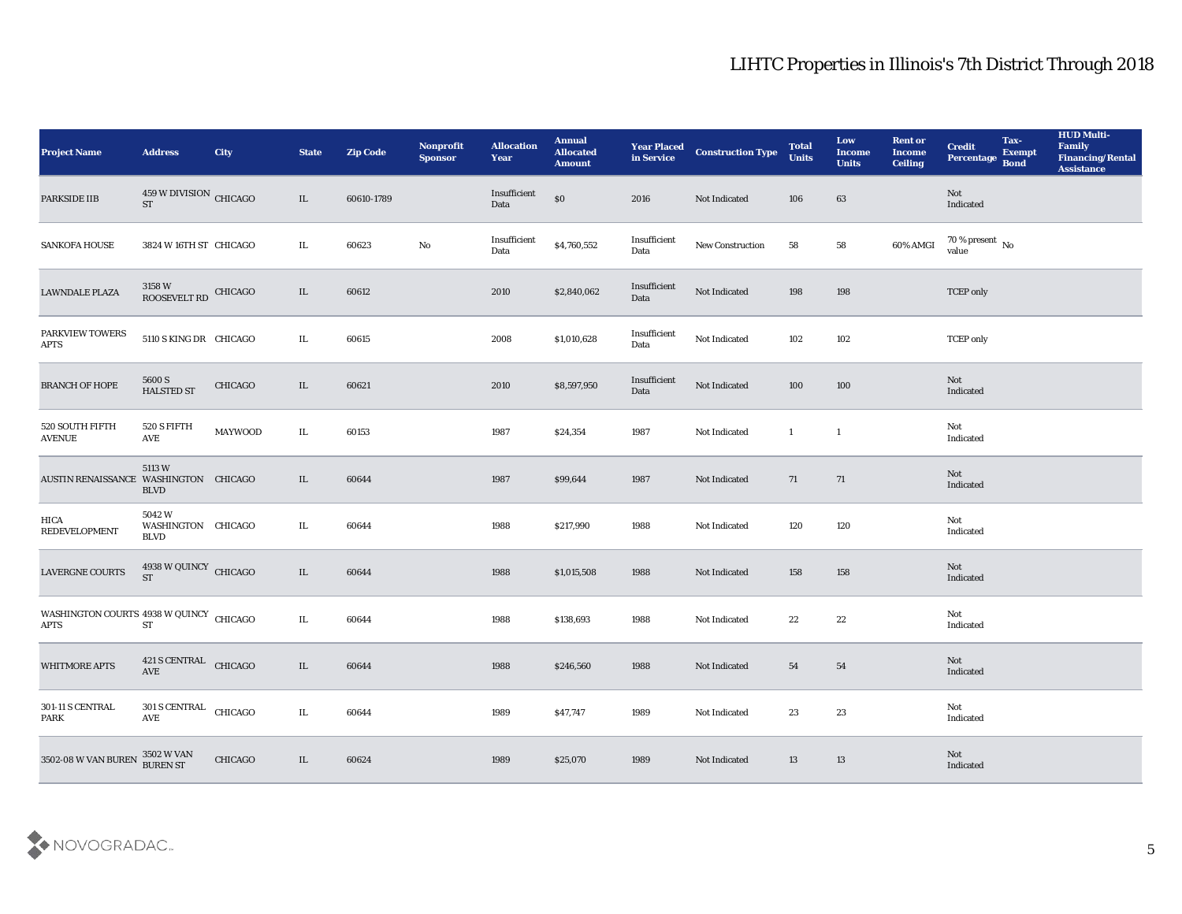## LIHTC Properties in Illinois's 7th District Through 2018

| Project Name | Address | City | State | Zip Code | Nonprofit Sponsor | Allocation Year | Annual Allocated Amount | Year Placed in Service | Construction Type | Total Units | Low Income Units | Rent or Income Ceiling | Credit Percentage | Tax-Exempt Bond | HUD Multi-Family Financing/Rental Assistance |
|---|---|---|---|---|---|---|---|---|---|---|---|---|---|---|---|
| PARKSIDE IIB | 459 W DIVISION ST | CHICAGO | IL | 60610-1789 | | Insufficient Data | $0 | 2016 | Not Indicated | 106 | 63 | | Not Indicated | | |
| SANKOFA HOUSE | 3824 W 16TH ST | CHICAGO | IL | 60623 | No | Insufficient Data | $4,760,552 | Insufficient Data | New Construction | 58 | 58 | 60% AMGI | 70 % present value | No | |
| LAWNDALE PLAZA | 3158 W ROOSEVELT RD | CHICAGO | IL | 60612 | | 2010 | $2,840,062 | Insufficient Data | Not Indicated | 198 | 198 | | TCEP only | | |
| PARKVIEW TOWERS APTS | 5110 S KING DR | CHICAGO | IL | 60615 | | 2008 | $1,010,628 | Insufficient Data | Not Indicated | 102 | 102 | | TCEP only | | |
| BRANCH OF HOPE | 5600 S HALSTED ST | CHICAGO | IL | 60621 | | 2010 | $8,597,950 | Insufficient Data | Not Indicated | 100 | 100 | | Not Indicated | | |
| 520 SOUTH FIFTH AVENUE | 520 S FIFTH AVE | MAYWOOD | IL | 60153 | | 1987 | $24,354 | 1987 | Not Indicated | 1 | 1 | | Not Indicated | | |
| AUSTIN RENAISSANCE | 5113 W WASHINGTON BLVD | CHICAGO | IL | 60644 | | 1987 | $99,644 | 1987 | Not Indicated | 71 | 71 | | Not Indicated | | |
| HICA REDEVELOPMENT | 5042 W WASHINGTON BLVD | CHICAGO | IL | 60644 | | 1988 | $217,990 | 1988 | Not Indicated | 120 | 120 | | Not Indicated | | |
| LAVERGNE COURTS | 4938 W QUINCY ST | CHICAGO | IL | 60644 | | 1988 | $1,015,508 | 1988 | Not Indicated | 158 | 158 | | Not Indicated | | |
| WASHINGTON COURTS APTS | 4938 W QUINCY ST | CHICAGO | IL | 60644 | | 1988 | $138,693 | 1988 | Not Indicated | 22 | 22 | | Not Indicated | | |
| WHITMORE APTS | 421 S CENTRAL AVE | CHICAGO | IL | 60644 | | 1988 | $246,560 | 1988 | Not Indicated | 54 | 54 | | Not Indicated | | |
| 301-11 S CENTRAL PARK | 301 S CENTRAL AVE | CHICAGO | IL | 60644 | | 1989 | $47,747 | 1989 | Not Indicated | 23 | 23 | | Not Indicated | | |
| 3502-08 W VAN BUREN | 3502 W VAN BUREN ST | CHICAGO | IL | 60624 | | 1989 | $25,070 | 1989 | Not Indicated | 13 | 13 | | Not Indicated | | |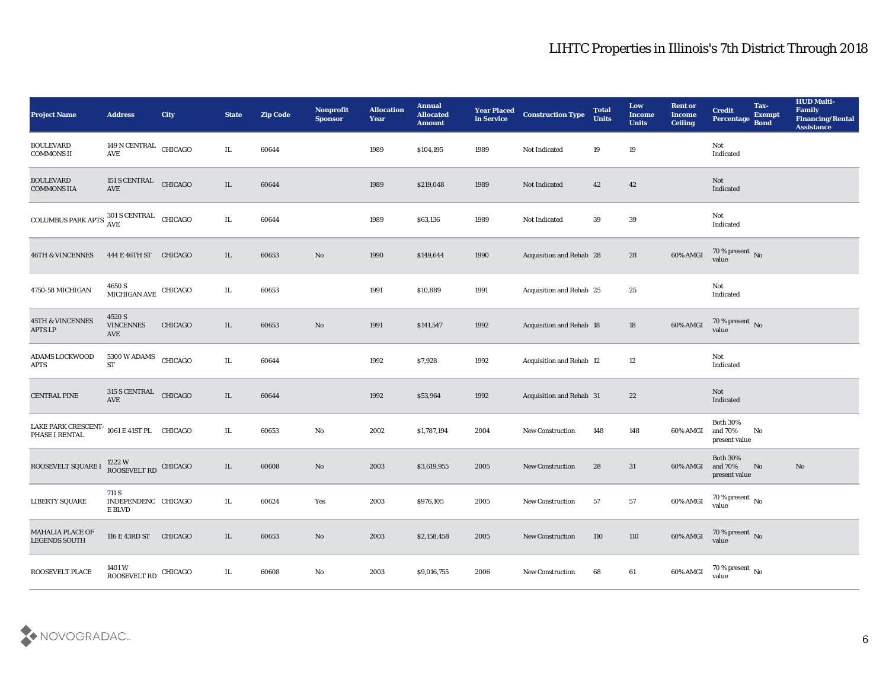# LIHTC Properties in Illinois's 7th District Through 2018

| Project Name | Address | City | State | Zip Code | Nonprofit Sponsor | Allocation Year | Annual Allocated Amount | Year Placed in Service | Construction Type | Total Units | Low Income Units | Rent or Income Ceiling | Credit Percentage | Tax-Exempt Bond | HUD Multi-Family Financing/Rental Assistance |
|---|---|---|---|---|---|---|---|---|---|---|---|---|---|---|---|
| BOULEVARD COMMONS II | 149 N CENTRAL AVE | CHICAGO | IL | 60644 | | 1989 | $104,195 | 1989 | Not Indicated | 19 | 19 | | Not Indicated | | |
| BOULEVARD COMMONS IIA | 151 S CENTRAL AVE | CHICAGO | IL | 60644 | | 1989 | $219,048 | 1989 | Not Indicated | 42 | 42 | | Not Indicated | | |
| COLUMBUS PARK APTS | 301 S CENTRAL AVE | CHICAGO | IL | 60644 | | 1989 | $63,136 | 1989 | Not Indicated | 39 | 39 | | Not Indicated | | |
| 46TH & VINCENNES | 444 E 46TH ST | CHICAGO | IL | 60653 | No | 1990 | $149,644 | 1990 | Acquisition and Rehab | 28 | 28 | 60% AMGI | 70 % present value | No | |
| 4750-58 MICHIGAN | 4650 S MICHIGAN AVE | CHICAGO | IL | 60653 | | 1991 | $10,889 | 1991 | Acquisition and Rehab | 25 | 25 | | Not Indicated | | |
| 45TH & VINCENNES APTS LP | 4520 S VINCENNES AVE | CHICAGO | IL | 60653 | No | 1991 | $141,547 | 1992 | Acquisition and Rehab | 18 | 18 | 60% AMGI | 70 % present value | No | |
| ADAMS LOCKWOOD APTS | 5300 W ADAMS ST | CHICAGO | IL | 60644 | | 1992 | $7,928 | 1992 | Acquisition and Rehab | 12 | 12 | | Not Indicated | | |
| CENTRAL PINE | 315 S CENTRAL AVE | CHICAGO | IL | 60644 | | 1992 | $53,964 | 1992 | Acquisition and Rehab | 31 | 22 | | Not Indicated | | |
| LAKE PARK CRESCENT-PHASE I RENTAL | 1061 E 41ST PL | CHICAGO | IL | 60653 | No | 2002 | $1,787,194 | 2004 | New Construction | 148 | 148 | 60% AMGI | Both 30% and 70% present value | No | |
| ROOSEVELT SQUARE I | 1222 W ROOSEVELT RD | CHICAGO | IL | 60608 | No | 2003 | $3,619,955 | 2005 | New Construction | 28 | 31 | 60% AMGI | Both 30% and 70% present value | No | No |
| LIBERTY SQUARE | 711 S INDEPENDENCE BLVD | CHICAGO | IL | 60624 | Yes | 2003 | $976,105 | 2005 | New Construction | 57 | 57 | 60% AMGI | 70 % present value | No | |
| MAHALIA PLACE OF LEGENDS SOUTH | 116 E 43RD ST | CHICAGO | IL | 60653 | No | 2003 | $2,158,458 | 2005 | New Construction | 110 | 110 | 60% AMGI | 70 % present value | No | |
| ROOSEVELT PLACE | 1401 W ROOSEVELT RD | CHICAGO | IL | 60608 | No | 2003 | $9,016,755 | 2006 | New Construction | 68 | 61 | 60% AMGI | 70 % present value | No | |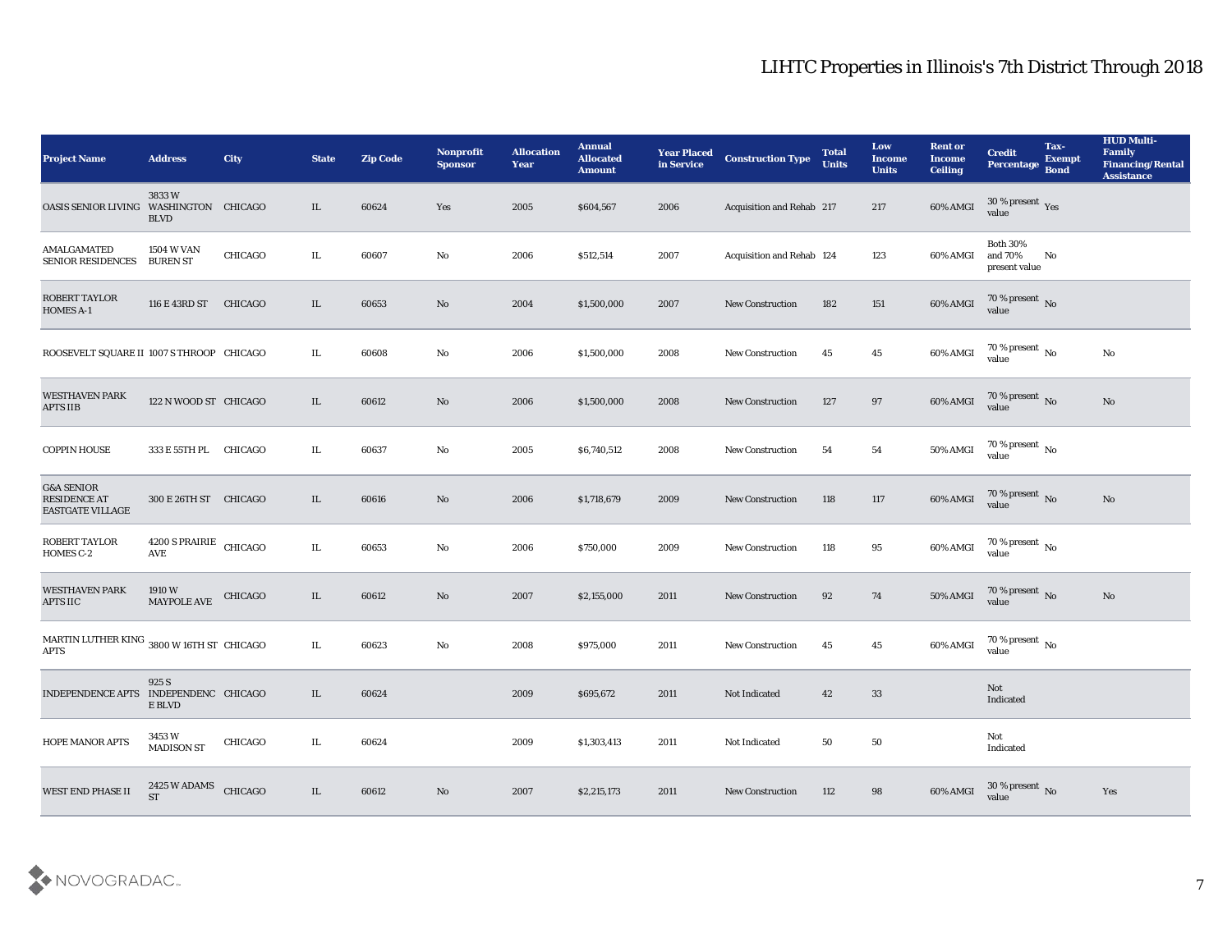# LIHTC Properties in Illinois's 7th District Through 2018

| Project Name | Address | City | State | Zip Code | Nonprofit Sponsor | Allocation Year | Annual Allocated Amount | Year Placed in Service | Construction Type | Total Units | Low Income Units | Rent or Income Ceiling | Credit Percentage | Tax-Exempt Bond | HUD Multi-Family Financing/Rental Assistance |
|---|---|---|---|---|---|---|---|---|---|---|---|---|---|---|---|
| OASIS SENIOR LIVING | 3833 W WASHINGTON BLVD | CHICAGO | IL | 60624 | Yes | 2005 | $604,567 | 2006 | Acquisition and Rehab | 217 | 217 | 60% AMGI | 30 % present value | Yes | |
| AMALGAMATED SENIOR RESIDENCES | 1504 W VAN BUREN ST | CHICAGO | IL | 60607 | No | 2006 | $512,514 | 2007 | Acquisition and Rehab | 124 | 123 | 60% AMGI | Both 30% and 70% present value | No | |
| ROBERT TAYLOR HOMES A-1 | 116 E 43RD ST | CHICAGO | IL | 60653 | No | 2004 | $1,500,000 | 2007 | New Construction | 182 | 151 | 60% AMGI | 70 % present value | No | |
| ROOSEVELT SQUARE II | 1007 S THROOP | CHICAGO | IL | 60608 | No | 2006 | $1,500,000 | 2008 | New Construction | 45 | 45 | 60% AMGI | 70 % present value | No | No |
| WESTHAVEN PARK APTS IIB | 122 N WOOD ST | CHICAGO | IL | 60612 | No | 2006 | $1,500,000 | 2008 | New Construction | 127 | 97 | 60% AMGI | 70 % present value | No | No |
| COPPIN HOUSE | 333 E 55TH PL | CHICAGO | IL | 60637 | No | 2005 | $6,740,512 | 2008 | New Construction | 54 | 54 | 50% AMGI | 70 % present value | No | |
| G&A SENIOR RESIDENCE AT EASTGATE VILLAGE | 300 E 26TH ST | CHICAGO | IL | 60616 | No | 2006 | $1,718,679 | 2009 | New Construction | 118 | 117 | 60% AMGI | 70 % present value | No | No |
| ROBERT TAYLOR HOMES C-2 | 4200 S PRAIRIE AVE | CHICAGO | IL | 60653 | No | 2006 | $750,000 | 2009 | New Construction | 118 | 95 | 60% AMGI | 70 % present value | No | |
| WESTHAVEN PARK APTS IIC | 1910 W MAYPOLE AVE | CHICAGO | IL | 60612 | No | 2007 | $2,155,000 | 2011 | New Construction | 92 | 74 | 50% AMGI | 70 % present value | No | No |
| MARTIN LUTHER KING APTS | 3800 W 16TH ST | CHICAGO | IL | 60623 | No | 2008 | $975,000 | 2011 | New Construction | 45 | 45 | 60% AMGI | 70 % present value | No | |
| INDEPENDENCE APTS | 925 S INDEPENDENCE BLVD | CHICAGO | IL | 60624 | | 2009 | $695,672 | 2011 | Not Indicated | 42 | 33 | | Not Indicated | | |
| HOPE MANOR APTS | 3453 W MADISON ST | CHICAGO | IL | 60624 | | 2009 | $1,303,413 | 2011 | Not Indicated | 50 | 50 | | Not Indicated | | |
| WEST END PHASE II | 2425 W ADAMS ST | CHICAGO | IL | 60612 | No | 2007 | $2,215,173 | 2011 | New Construction | 112 | 98 | 60% AMGI | 30 % present value | No | Yes |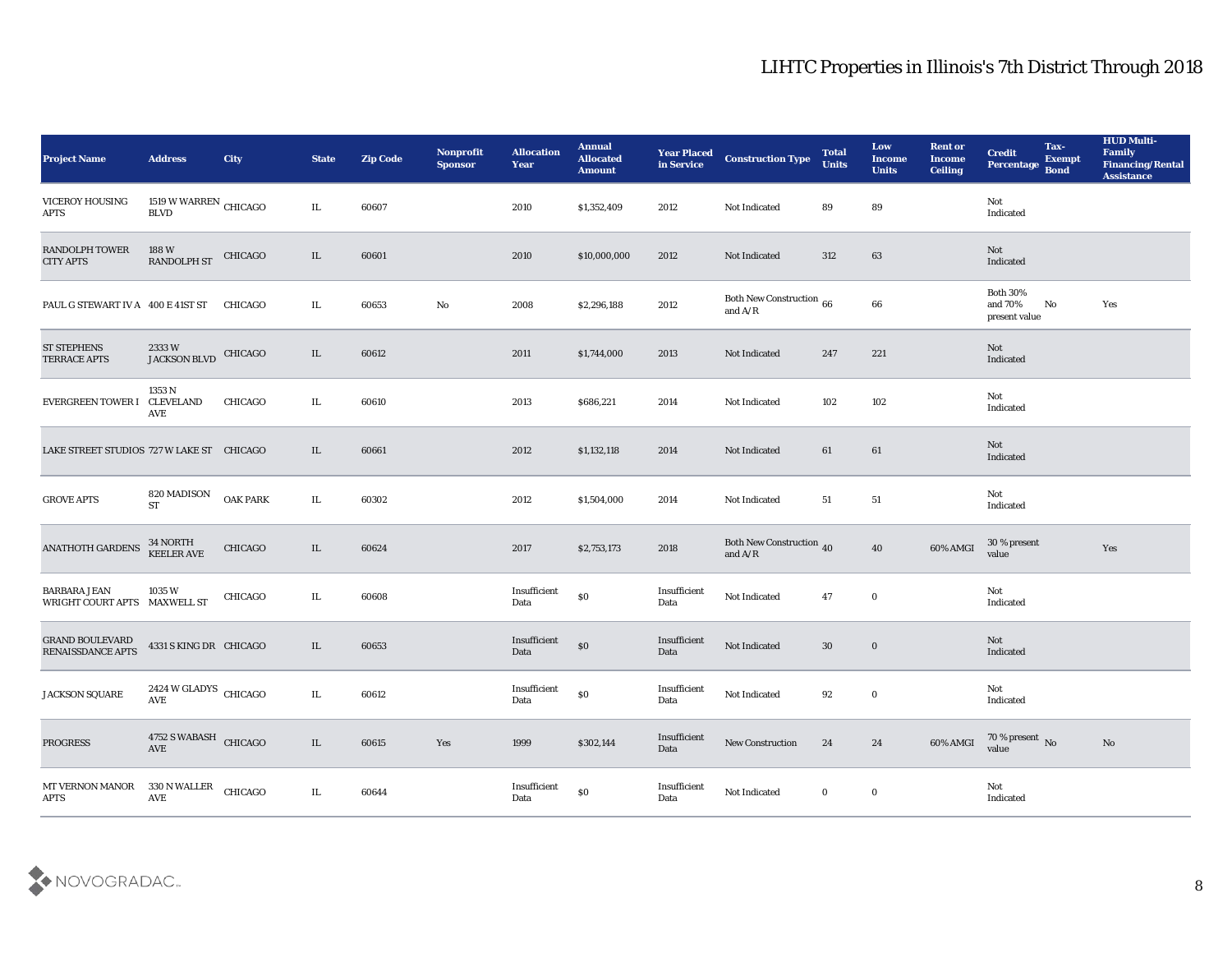# LIHTC Properties in Illinois's 7th District Through 2018

| Project Name | Address | City | State | Zip Code | Nonprofit Sponsor | Allocation Year | Annual Allocated Amount | Year Placed in Service | Construction Type | Total Units | Low Income Units | Rent or Income Ceiling | Credit Percentage | Tax-Exempt Bond | HUD Multi-Family Financing/Rental Assistance |
|---|---|---|---|---|---|---|---|---|---|---|---|---|---|---|---|
| VICEROY HOUSING APTS | 1519 W WARREN BLVD | CHICAGO | IL | 60607 | | 2010 | $1,352,409 | 2012 | Not Indicated | 89 | 89 | | Not Indicated | | |
| RANDOLPH TOWER CITY APTS | 188 W RANDOLPH ST | CHICAGO | IL | 60601 | | 2010 | $10,000,000 | 2012 | Not Indicated | 312 | 63 | | Not Indicated | | |
| PAUL G STEWART IV A | 400 E 41ST ST | CHICAGO | IL | 60653 | No | 2008 | $2,296,188 | 2012 | Both New Construction and A/R | 66 | 66 | | Both 30% and 70% present value | No | Yes |
| ST STEPHENS TERRACE APTS | 2333 W JACKSON BLVD | CHICAGO | IL | 60612 | | 2011 | $1,744,000 | 2013 | Not Indicated | 247 | 221 | | Not Indicated | | |
| EVERGREEN TOWER I | 1353 N CLEVELAND AVE | CHICAGO | IL | 60610 | | 2013 | $686,221 | 2014 | Not Indicated | 102 | 102 | | Not Indicated | | |
| LAKE STREET STUDIOS | 727 W LAKE ST | CHICAGO | IL | 60661 | | 2012 | $1,132,118 | 2014 | Not Indicated | 61 | 61 | | Not Indicated | | |
| GROVE APTS | 820 MADISON ST | OAK PARK | IL | 60302 | | 2012 | $1,504,000 | 2014 | Not Indicated | 51 | 51 | | Not Indicated | | |
| ANATHOTH GARDENS | 34 NORTH KEELER AVE | CHICAGO | IL | 60624 | | 2017 | $2,753,173 | 2018 | Both New Construction and A/R | 40 | 40 | 60% AMGI | 30 % present value | | Yes |
| BARBARA JEAN WRIGHT COURT APTS | 1035 W MAXWELL ST | CHICAGO | IL | 60608 | | Insufficient Data | $0 | Insufficient Data | Not Indicated | 47 | 0 | | Not Indicated | | |
| GRAND BOULEVARD RENAISSDANCE APTS | 4331 S KING DR | CHICAGO | IL | 60653 | | Insufficient Data | $0 | Insufficient Data | Not Indicated | 30 | 0 | | Not Indicated | | |
| JACKSON SQUARE | 2424 W GLADYS AVE | CHICAGO | IL | 60612 | | Insufficient Data | $0 | Insufficient Data | Not Indicated | 92 | 0 | | Not Indicated | | |
| PROGRESS | 4752 S WABASH AVE | CHICAGO | IL | 60615 | Yes | 1999 | $302,144 | Insufficient Data | New Construction | 24 | 24 | 60% AMGI | 70 % present value | No | No |
| MT VERNON MANOR APTS | 330 N WALLER AVE | CHICAGO | IL | 60644 | | Insufficient Data | $0 | Insufficient Data | Not Indicated | 0 | 0 | | Not Indicated | | |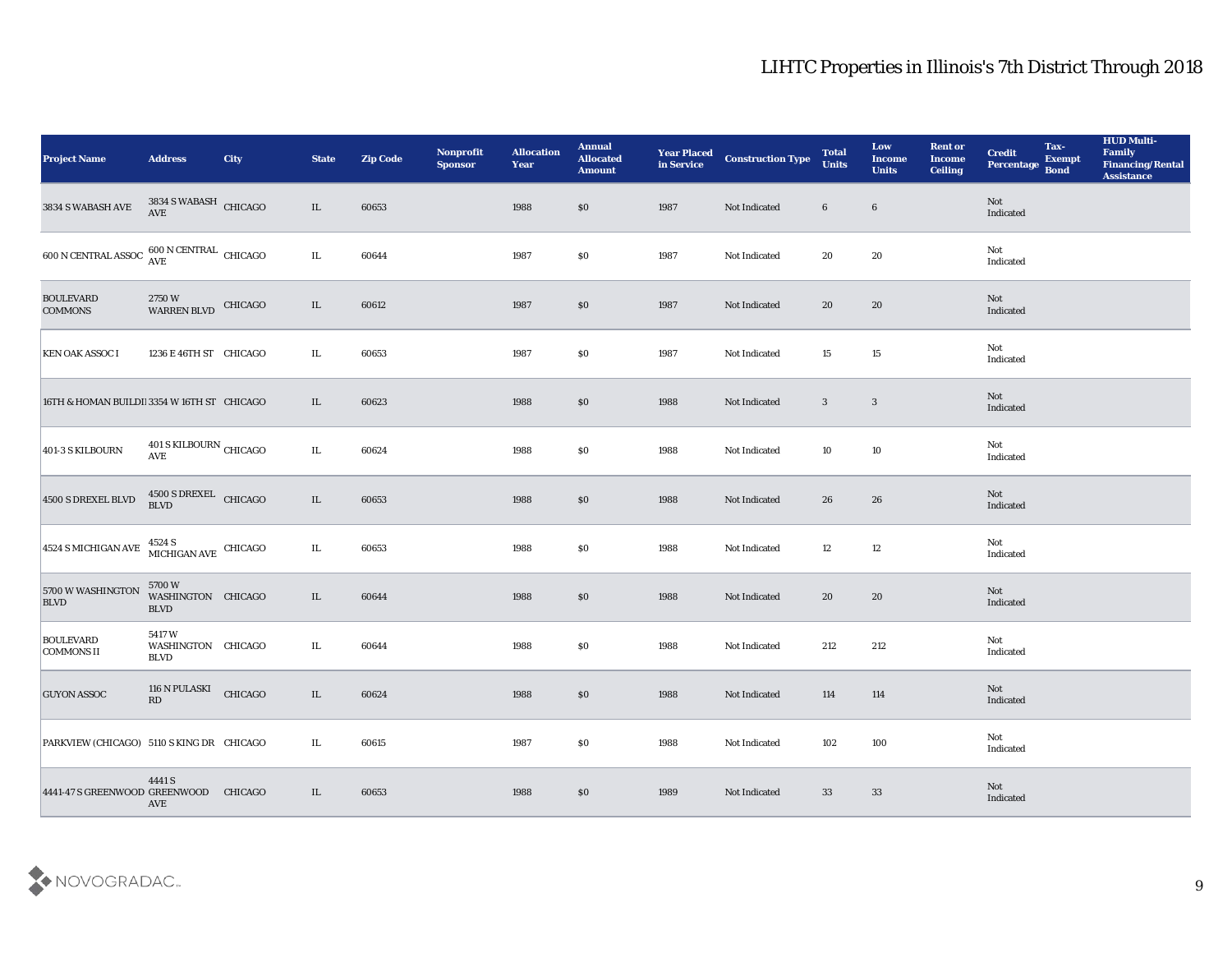# LIHTC Properties in Illinois's 7th District Through 2018

| Project Name | Address | City | State | Zip Code | Nonprofit Sponsor | Allocation Year | Annual Allocated Amount | Year Placed in Service | Construction Type | Total Units | Low Income Units | Rent or Income Ceiling | Credit Percentage | Tax-Exempt Bond | HUD Multi-Family Financing/Rental Assistance |
|---|---|---|---|---|---|---|---|---|---|---|---|---|---|---|---|
| 3834 S WABASH AVE | 3834 S WABASH AVE | CHICAGO | IL | 60653 | | 1988 | $0 | 1987 | Not Indicated | 6 | 6 | | Not Indicated | | |
| 600 N CENTRAL ASSOC | 600 N CENTRAL AVE | CHICAGO | IL | 60644 | | 1987 | $0 | 1987 | Not Indicated | 20 | 20 | | Not Indicated | | |
| BOULEVARD COMMONS | 2750 W WARREN BLVD | CHICAGO | IL | 60612 | | 1987 | $0 | 1987 | Not Indicated | 20 | 20 | | Not Indicated | | |
| KEN OAK ASSOC I | 1236 E 46TH ST | CHICAGO | IL | 60653 | | 1987 | $0 | 1987 | Not Indicated | 15 | 15 | | Not Indicated | | |
| 16TH & HOMAN BUILDI | 3354 W 16TH ST | CHICAGO | IL | 60623 | | 1988 | $0 | 1988 | Not Indicated | 3 | 3 | | Not Indicated | | |
| 401-3 S KILBOURN | 401 S KILBOURN AVE | CHICAGO | IL | 60624 | | 1988 | $0 | 1988 | Not Indicated | 10 | 10 | | Not Indicated | | |
| 4500 S DREXEL BLVD | 4500 S DREXEL BLVD | CHICAGO | IL | 60653 | | 1988 | $0 | 1988 | Not Indicated | 26 | 26 | | Not Indicated | | |
| 4524 S MICHIGAN AVE | 4524 S MICHIGAN AVE | CHICAGO | IL | 60653 | | 1988 | $0 | 1988 | Not Indicated | 12 | 12 | | Not Indicated | | |
| 5700 W WASHINGTON BLVD | 5700 W WASHINGTON BLVD | CHICAGO | IL | 60644 | | 1988 | $0 | 1988 | Not Indicated | 20 | 20 | | Not Indicated | | |
| BOULEVARD COMMONS II | 5417 W WASHINGTON BLVD | CHICAGO | IL | 60644 | | 1988 | $0 | 1988 | Not Indicated | 212 | 212 | | Not Indicated | | |
| GUYON ASSOC | 116 N PULASKI RD | CHICAGO | IL | 60624 | | 1988 | $0 | 1988 | Not Indicated | 114 | 114 | | Not Indicated | | |
| PARKVIEW (CHICAGO) | 5110 S KING DR | CHICAGO | IL | 60615 | | 1987 | $0 | 1988 | Not Indicated | 102 | 100 | | Not Indicated | | |
| 4441-47 S GREENWOOD | 4441 S GREENWOOD AVE | CHICAGO | IL | 60653 | | 1988 | $0 | 1989 | Not Indicated | 33 | 33 | | Not Indicated | | |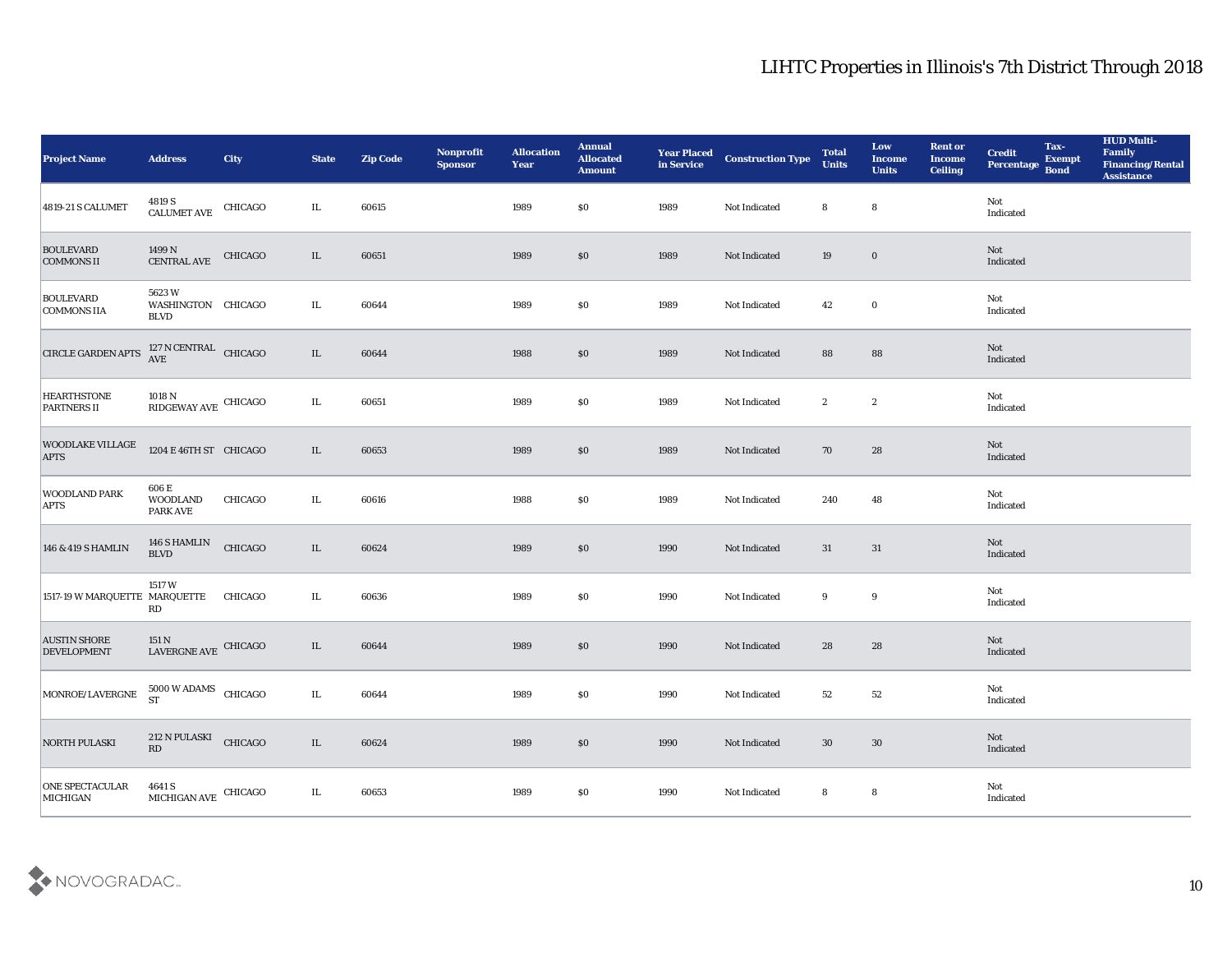# LIHTC Properties in Illinois's 7th District Through 2018

| Project Name | Address | City | State | Zip Code | Nonprofit Sponsor | Allocation Year | Annual Allocated Amount | Year Placed in Service | Construction Type | Total Units | Low Income Units | Rent or Income Ceiling | Credit Percentage | Tax-Exempt Bond | HUD Multi-Family Financing/Rental Assistance |
|---|---|---|---|---|---|---|---|---|---|---|---|---|---|---|---|
| 4819-21 S CALUMET | 4819 S CALUMET AVE | CHICAGO | IL | 60615 | | 1989 | $0 | 1989 | Not Indicated | 8 | 8 | | Not Indicated | | |
| BOULEVARD COMMONS II | 1499 N CENTRAL AVE | CHICAGO | IL | 60651 | | 1989 | $0 | 1989 | Not Indicated | 19 | 0 | | Not Indicated | | |
| BOULEVARD COMMONS IIA | 5623 W WASHINGTON BLVD | CHICAGO | IL | 60644 | | 1989 | $0 | 1989 | Not Indicated | 42 | 0 | | Not Indicated | | |
| CIRCLE GARDEN APTS | 127 N CENTRAL AVE | CHICAGO | IL | 60644 | | 1988 | $0 | 1989 | Not Indicated | 88 | 88 | | Not Indicated | | |
| HEARTHSTONE PARTNERS II | 1018 N RIDGEWAY AVE | CHICAGO | IL | 60651 | | 1989 | $0 | 1989 | Not Indicated | 2 | 2 | | Not Indicated | | |
| WOODLAKE VILLAGE APTS | 1204 E 46TH ST | CHICAGO | IL | 60653 | | 1989 | $0 | 1989 | Not Indicated | 70 | 28 | | Not Indicated | | |
| WOODLAND PARK APTS | 606 E WOODLAND PARK AVE | CHICAGO | IL | 60616 | | 1988 | $0 | 1989 | Not Indicated | 240 | 48 | | Not Indicated | | |
| 146 & 419 S HAMLIN | 146 S HAMLIN BLVD | CHICAGO | IL | 60624 | | 1989 | $0 | 1990 | Not Indicated | 31 | 31 | | Not Indicated | | |
| 1517-19 W MARQUETTE | 1517 W MARQUETTE RD | CHICAGO | IL | 60636 | | 1989 | $0 | 1990 | Not Indicated | 9 | 9 | | Not Indicated | | |
| AUSTIN SHORE DEVELOPMENT | 151 N LAVERGNE AVE | CHICAGO | IL | 60644 | | 1989 | $0 | 1990 | Not Indicated | 28 | 28 | | Not Indicated | | |
| MONROE/LAVERGNE | 5000 W ADAMS ST | CHICAGO | IL | 60644 | | 1989 | $0 | 1990 | Not Indicated | 52 | 52 | | Not Indicated | | |
| NORTH PULASKI | 212 N PULASKI RD | CHICAGO | IL | 60624 | | 1989 | $0 | 1990 | Not Indicated | 30 | 30 | | Not Indicated | | |
| ONE SPECTACULAR MICHIGAN | 4641 S MICHIGAN AVE | CHICAGO | IL | 60653 | | 1989 | $0 | 1990 | Not Indicated | 8 | 8 | | Not Indicated | | |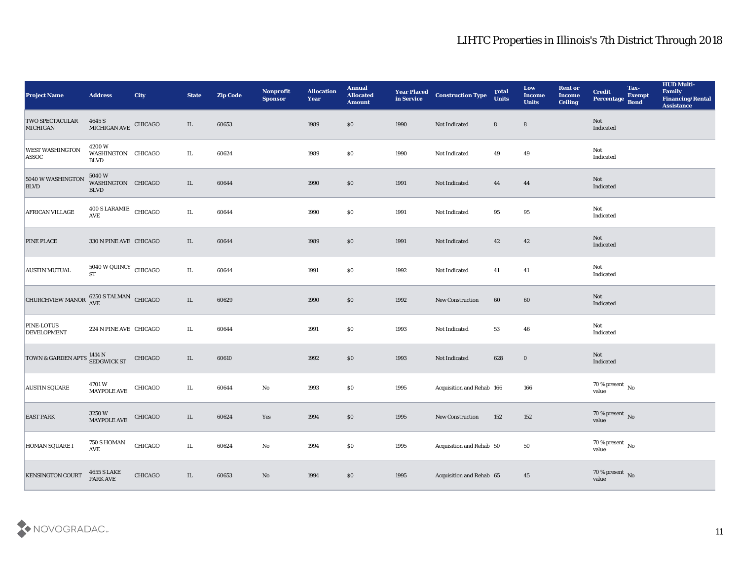# LIHTC Properties in Illinois's 7th District Through 2018

| Project Name | Address | City | State | Zip Code | Nonprofit Sponsor | Allocation Year | Annual Allocated Amount | Year Placed in Service | Construction Type | Total Units | Low Income Units | Rent or Income Ceiling | Credit Percentage | Tax-Exempt Bond | HUD Multi-Family Financing/Rental Assistance |
|---|---|---|---|---|---|---|---|---|---|---|---|---|---|---|---|
| TWO SPECTACULAR MICHIGAN | 4645 S MICHIGAN AVE | CHICAGO | IL | 60653 | | 1989 | $0 | 1990 | Not Indicated | 8 | 8 | | Not Indicated | | |
| WEST WASHINGTON ASSOC | 4200 W WASHINGTON BLVD | CHICAGO | IL | 60624 | | 1989 | $0 | 1990 | Not Indicated | 49 | 49 | | Not Indicated | | |
| 5040 W WASHINGTON BLVD | 5040 W WASHINGTON BLVD | CHICAGO | IL | 60644 | | 1990 | $0 | 1991 | Not Indicated | 44 | 44 | | Not Indicated | | |
| AFRICAN VILLAGE | 400 S LARAMIE AVE | CHICAGO | IL | 60644 | | 1990 | $0 | 1991 | Not Indicated | 95 | 95 | | Not Indicated | | |
| PINE PLACE | 330 N PINE AVE | CHICAGO | IL | 60644 | | 1989 | $0 | 1991 | Not Indicated | 42 | 42 | | Not Indicated | | |
| AUSTIN MUTUAL | 5040 W QUINCY ST | CHICAGO | IL | 60644 | | 1991 | $0 | 1992 | Not Indicated | 41 | 41 | | Not Indicated | | |
| CHURCHVIEW MANOR | 6250 S TALMAN AVE | CHICAGO | IL | 60629 | | 1990 | $0 | 1992 | New Construction | 60 | 60 | | Not Indicated | | |
| PINE-LOTUS DEVELOPMENT | 224 N PINE AVE | CHICAGO | IL | 60644 | | 1991 | $0 | 1993 | Not Indicated | 53 | 46 | | Not Indicated | | |
| TOWN & GARDEN APTS | 1414 N SEDGWICK ST | CHICAGO | IL | 60610 | | 1992 | $0 | 1993 | Not Indicated | 628 | 0 | | Not Indicated | | |
| AUSTIN SQUARE | 4701 W MAYPOLE AVE | CHICAGO | IL | 60644 | No | 1993 | $0 | 1995 | Acquisition and Rehab | 166 | 166 | | 70 % present value | No | |
| EAST PARK | 3250 W MAYPOLE AVE | CHICAGO | IL | 60624 | Yes | 1994 | $0 | 1995 | New Construction | 152 | 152 | | 70 % present value | No | |
| HOMAN SQUARE I | 750 S HOMAN AVE | CHICAGO | IL | 60624 | No | 1994 | $0 | 1995 | Acquisition and Rehab | 50 | 50 | | 70 % present value | No | |
| KENSINGTON COURT | 4655 S LAKE PARK AVE | CHICAGO | IL | 60653 | No | 1994 | $0 | 1995 | Acquisition and Rehab | 65 | 45 | | 70 % present value | No | |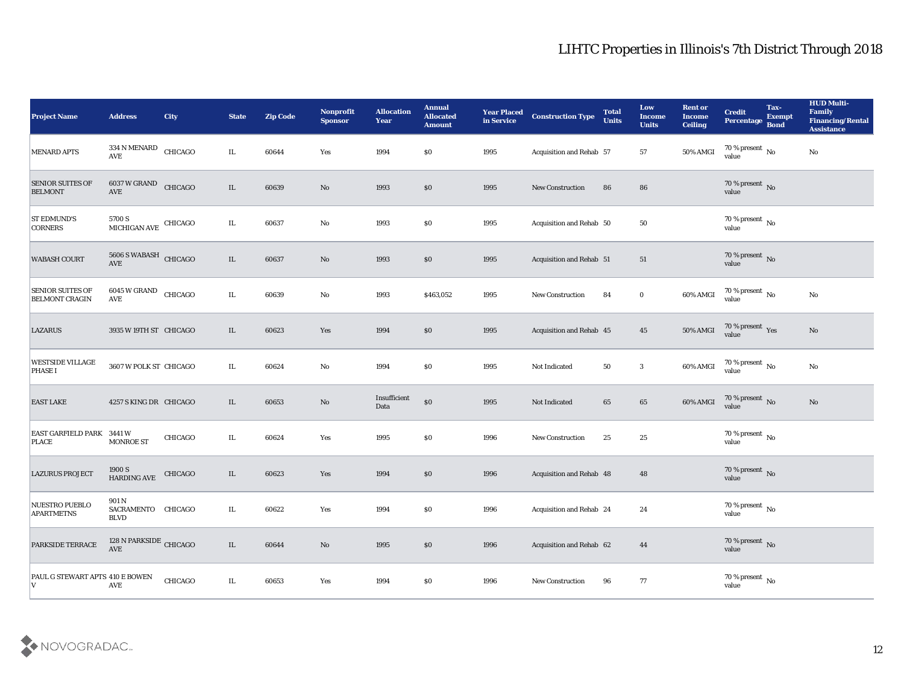# LIHTC Properties in Illinois's 7th District Through 2018

| Project Name | Address | City | State | Zip Code | Nonprofit Sponsor | Allocation Year | Annual Allocated Amount | Year Placed in Service | Construction Type | Total Units | Low Income Units | Rent or Income Ceiling | Credit Percentage | Tax-Exempt Bond | HUD Multi-Family Financing/Rental Assistance |
|---|---|---|---|---|---|---|---|---|---|---|---|---|---|---|---|
| MENARD APTS | 334 N MENARD AVE | CHICAGO | IL | 60644 | Yes | 1994 | $0 | 1995 | Acquisition and Rehab | 57 | 57 | 50% AMGI | 70 % present value | No | No |
| SENIOR SUITES OF BELMONT | 6037 W GRAND AVE | CHICAGO | IL | 60639 | No | 1993 | $0 | 1995 | New Construction | 86 | 86 | | 70 % present value | No | |
| ST EDMUND'S CORNERS | 5700 S MICHIGAN AVE | CHICAGO | IL | 60637 | No | 1993 | $0 | 1995 | Acquisition and Rehab | 50 | 50 | | 70 % present value | No | |
| WABASH COURT | 5606 S WABASH AVE | CHICAGO | IL | 60637 | No | 1993 | $0 | 1995 | Acquisition and Rehab | 51 | 51 | | 70 % present value | No | |
| SENIOR SUITES OF BELMONT CRAGIN | 6045 W GRAND AVE | CHICAGO | IL | 60639 | No | 1993 | $463,052 | 1995 | New Construction | 84 | 0 | 60% AMGI | 70 % present value | No | No |
| LAZARUS | 3935 W 19TH ST | CHICAGO | IL | 60623 | Yes | 1994 | $0 | 1995 | Acquisition and Rehab | 45 | 45 | 50% AMGI | 70 % present value | Yes | No |
| WESTSIDE VILLAGE PHASE I | 3607 W POLK ST | CHICAGO | IL | 60624 | No | 1994 | $0 | 1995 | Not Indicated | 50 | 3 | 60% AMGI | 70 % present value | No | No |
| EAST LAKE | 4257 S KING DR | CHICAGO | IL | 60653 | No | Insufficient Data | $0 | 1995 | Not Indicated | 65 | 65 | 60% AMGI | 70 % present value | No | No |
| EAST GARFIELD PARK PLACE | 3441 W MONROE ST | CHICAGO | IL | 60624 | Yes | 1995 | $0 | 1996 | New Construction | 25 | 25 | | 70 % present value | No | |
| LAZURUS PROJECT | 1900 S HARDING AVE | CHICAGO | IL | 60623 | Yes | 1994 | $0 | 1996 | Acquisition and Rehab | 48 | 48 | | 70 % present value | No | |
| NUESTRO PUEBLO APARTMETNS | 901 N SACRAMENTO BLVD | CHICAGO | IL | 60622 | Yes | 1994 | $0 | 1996 | Acquisition and Rehab | 24 | 24 | | 70 % present value | No | |
| PARKSIDE TERRACE | 128 N PARKSIDE AVE | CHICAGO | IL | 60644 | No | 1995 | $0 | 1996 | Acquisition and Rehab | 62 | 44 | | 70 % present value | No | |
| PAUL G STEWART APTS V | 410 E BOWEN AVE | CHICAGO | IL | 60653 | Yes | 1994 | $0 | 1996 | New Construction | 96 | 77 | | 70 % present value | No | |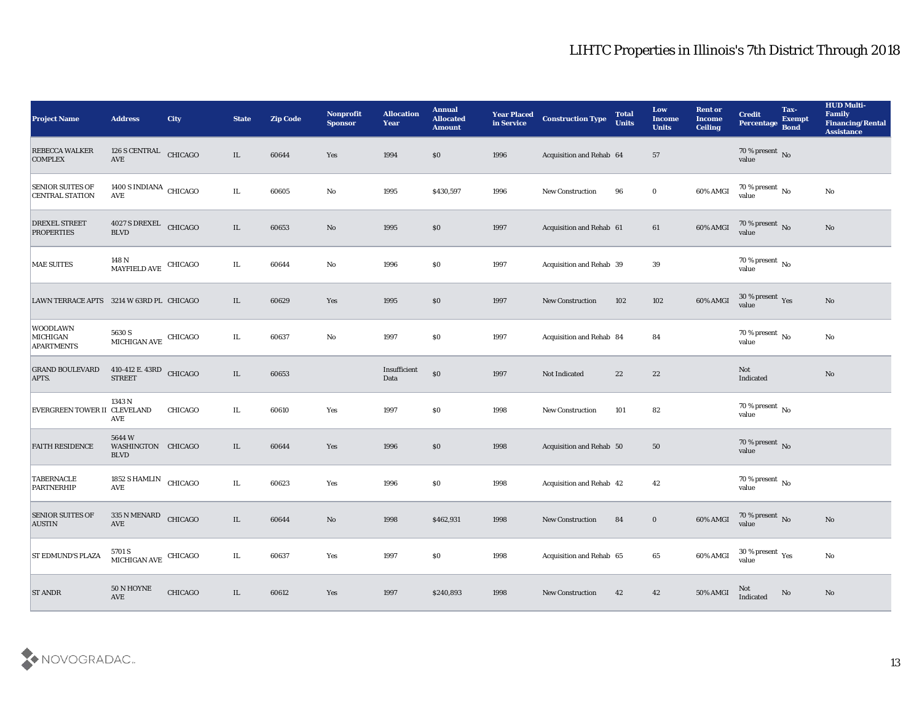# LIHTC Properties in Illinois's 7th District Through 2018

| Project Name | Address | City | State | Zip Code | Nonprofit Sponsor | Allocation Year | Annual Allocated Amount | Year Placed in Service | Construction Type | Total Units | Low Income Units | Rent or Income Ceiling | Credit Percentage | Tax-Exempt Bond | HUD Multi-Family Financing/Rental Assistance |
|---|---|---|---|---|---|---|---|---|---|---|---|---|---|---|---|
| REBECCA WALKER COMPLEX | 126 S CENTRAL AVE | CHICAGO | IL | 60644 | Yes | 1994 | $0 | 1996 | Acquisition and Rehab | 64 | 57 | | 70 % present value | No | |
| SENIOR SUITES OF CENTRAL STATION | 1400 S INDIANA AVE | CHICAGO | IL | 60605 | No | 1995 | $430,597 | 1996 | New Construction | 96 | 0 | 60% AMGI | 70 % present value | No | No |
| DREXEL STREET PROPERTIES | 4027 S DREXEL BLVD | CHICAGO | IL | 60653 | No | 1995 | $0 | 1997 | Acquisition and Rehab | 61 | 61 | 60% AMGI | 70 % present value | No | No |
| MAE SUITES | 148 N MAYFIELD AVE | CHICAGO | IL | 60644 | No | 1996 | $0 | 1997 | Acquisition and Rehab | 39 | 39 | | 70 % present value | No | |
| LAWN TERRACE APTS | 3214 W 63RD PL | CHICAGO | IL | 60629 | Yes | 1995 | $0 | 1997 | New Construction | 102 | 102 | 60% AMGI | 30 % present value | Yes | No |
| WOODLAWN MICHIGAN APARTMENTS | 5630 S MICHIGAN AVE | CHICAGO | IL | 60637 | No | 1997 | $0 | 1997 | Acquisition and Rehab | 84 | 84 | | 70 % present value | No | No |
| GRAND BOULEVARD APTS. | 410-412 E. 43RD STREET | CHICAGO | IL | 60653 | | Insufficient Data | $0 | 1997 | Not Indicated | 22 | 22 | | Not Indicated | | No |
| EVERGREEN TOWER II | 1343 N CLEVELAND AVE | CHICAGO | IL | 60610 | Yes | 1997 | $0 | 1998 | New Construction | 101 | 82 | | 70 % present value | No | |
| FAITH RESIDENCE | 5644 W WASHINGTON BLVD | CHICAGO | IL | 60644 | Yes | 1996 | $0 | 1998 | Acquisition and Rehab | 50 | 50 | | 70 % present value | No | |
| TABERNACLE PARTNERHIP | 1852 S HAMLIN AVE | CHICAGO | IL | 60623 | Yes | 1996 | $0 | 1998 | Acquisition and Rehab | 42 | 42 | | 70 % present value | No | |
| SENIOR SUITES OF AUSTIN | 335 N MENARD AVE | CHICAGO | IL | 60644 | No | 1998 | $462,931 | 1998 | New Construction | 84 | 0 | 60% AMGI | 70 % present value | No | No |
| ST EDMUND'S PLAZA | 5701 S MICHIGAN AVE | CHICAGO | IL | 60637 | Yes | 1997 | $0 | 1998 | Acquisition and Rehab | 65 | 65 | 60% AMGI | 30 % present value | Yes | No |
| ST ANDR | 50 N HOYNE AVE | CHICAGO | IL | 60612 | Yes | 1997 | $240,893 | 1998 | New Construction | 42 | 42 | 50% AMGI | Not Indicated | No | No |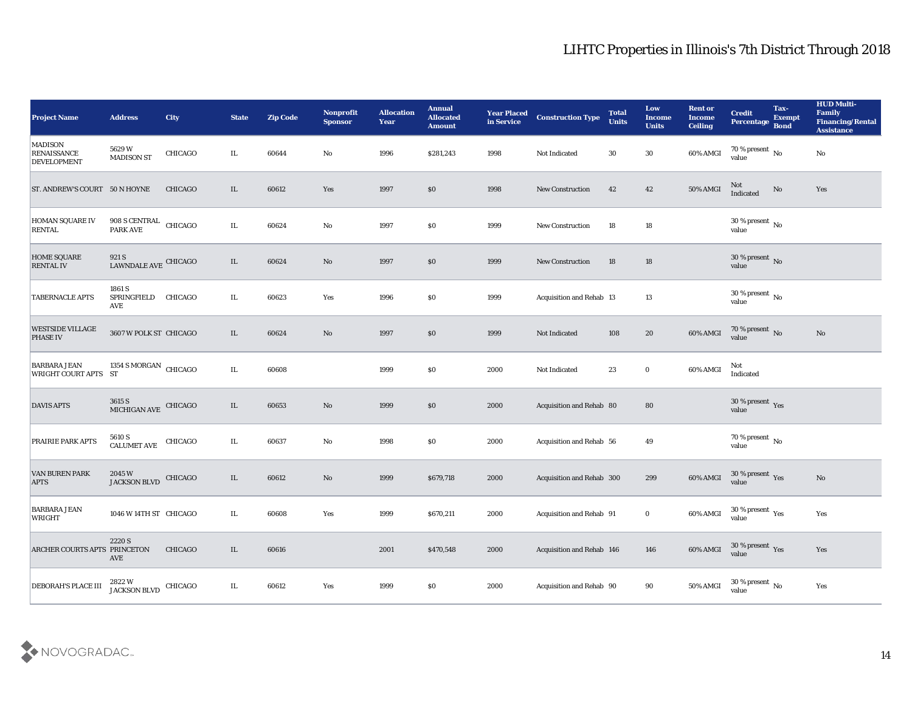# LIHTC Properties in Illinois's 7th District Through 2018

| Project Name | Address | City | State | Zip Code | Nonprofit Sponsor | Allocation Year | Annual Allocated Amount | Year Placed in Service | Construction Type | Total Units | Low Income Units | Rent or Income Ceiling | Credit Percentage | Tax-Exempt Bond | HUD Multi-Family Financing/Rental Assistance |
|---|---|---|---|---|---|---|---|---|---|---|---|---|---|---|---|
| MADISON RENAISSANCE DEVELOPMENT | 5629 W MADISON ST | CHICAGO | IL | 60644 | No | 1996 | $281,243 | 1998 | Not Indicated | 30 | 30 | 60% AMGI | 70 % present value | No | No |
| ST. ANDREW'S COURT | 50 N HOYNE | CHICAGO | IL | 60612 | Yes | 1997 | $0 | 1998 | New Construction | 42 | 42 | 50% AMGI | Not Indicated | No | Yes |
| HOMAN SQUARE IV RENTAL | 908 S CENTRAL PARK AVE | CHICAGO | IL | 60624 | No | 1997 | $0 | 1999 | New Construction | 18 | 18 | | 30 % present value | No | |
| HOME SQUARE RENTAL IV | 921 S LAWNDALE AVE | CHICAGO | IL | 60624 | No | 1997 | $0 | 1999 | New Construction | 18 | 18 | | 30 % present value | No | |
| TABERNACLE APTS | 1861 S SPRINGFIELD AVE | CHICAGO | IL | 60623 | Yes | 1996 | $0 | 1999 | Acquisition and Rehab | 13 | 13 | | 30 % present value | No | |
| WESTSIDE VILLAGE PHASE IV | 3607 W POLK ST | CHICAGO | IL | 60624 | No | 1997 | $0 | 1999 | Not Indicated | 108 | 20 | 60% AMGI | 70 % present value | No | No |
| BARBARA JEAN WRIGHT COURT APTS | 1354 S MORGAN ST | CHICAGO | IL | 60608 | | 1999 | $0 | 2000 | Not Indicated | 23 | 0 | 60% AMGI | Not Indicated | | |
| DAVIS APTS | 3615 S MICHIGAN AVE | CHICAGO | IL | 60653 | No | 1999 | $0 | 2000 | Acquisition and Rehab | 80 | 80 | | 30 % present value | Yes | |
| PRAIRIE PARK APTS | 5610 S CALUMET AVE | CHICAGO | IL | 60637 | No | 1998 | $0 | 2000 | Acquisition and Rehab | 56 | 49 | | 70 % present value | No | |
| VAN BUREN PARK APTS | 2045 W JACKSON BLVD | CHICAGO | IL | 60612 | No | 1999 | $679,718 | 2000 | Acquisition and Rehab | 300 | 299 | 60% AMGI | 30 % present value | Yes | No |
| BARBARA JEAN WRIGHT | 1046 W 14TH ST | CHICAGO | IL | 60608 | Yes | 1999 | $670,211 | 2000 | Acquisition and Rehab | 91 | 0 | 60% AMGI | 30 % present value | Yes | Yes |
| ARCHER COURTS APTS | 2220 S PRINCETON AVE | CHICAGO | IL | 60616 | | 2001 | $470,548 | 2000 | Acquisition and Rehab | 146 | 146 | 60% AMGI | 30 % present value | Yes | Yes |
| DEBORAH'S PLACE III | 2822 W JACKSON BLVD | CHICAGO | IL | 60612 | Yes | 1999 | $0 | 2000 | Acquisition and Rehab | 90 | 90 | 50% AMGI | 30 % present value | No | Yes |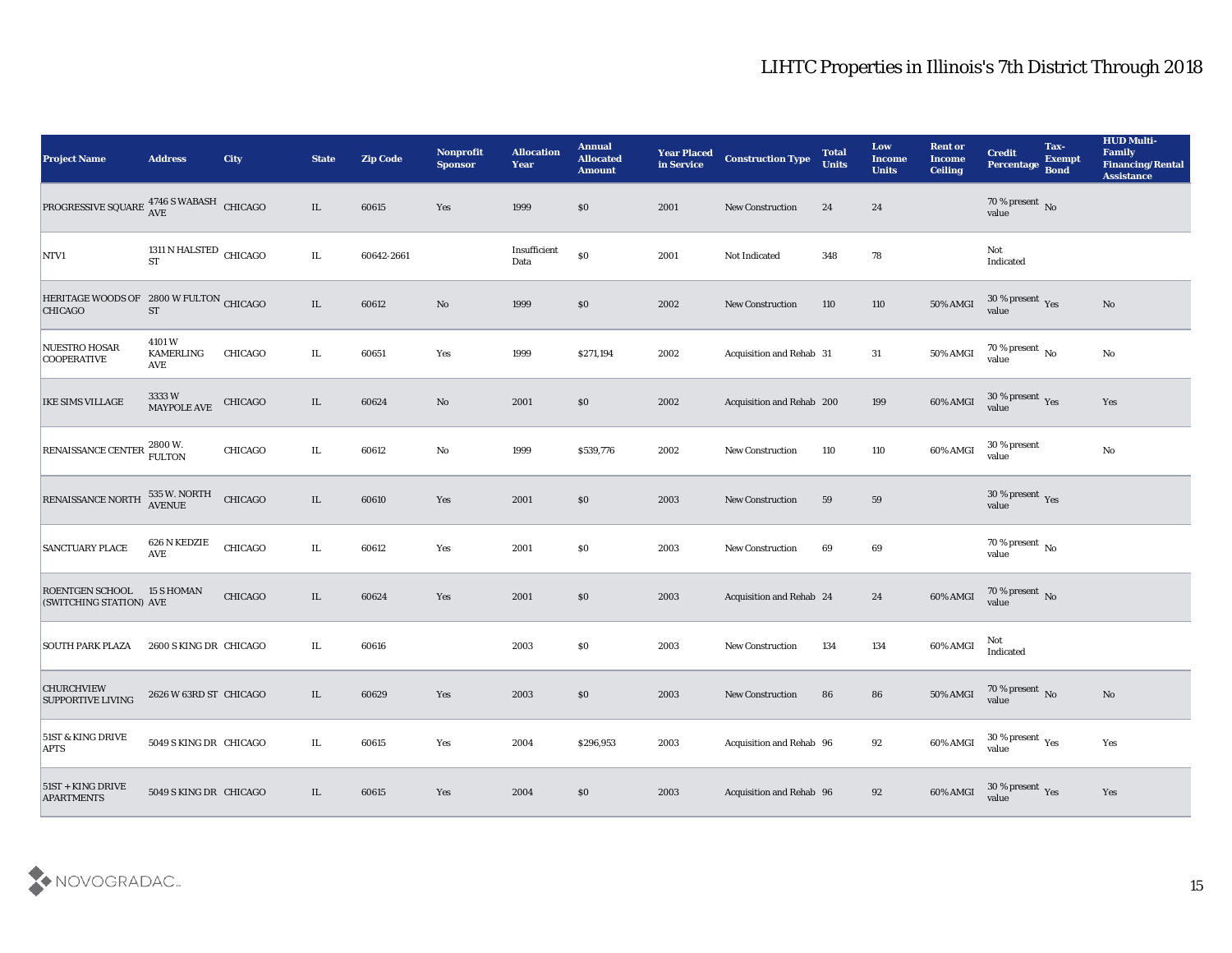# LIHTC Properties in Illinois's 7th District Through 2018

| Project Name | Address | City | State | Zip Code | Nonprofit Sponsor | Allocation Year | Annual Allocated Amount | Year Placed in Service | Construction Type | Total Units | Low Income Units | Rent or Income Ceiling | Credit Percentage | Tax-Exempt Bond | HUD Multi-Family Financing/Rental Assistance |
|---|---|---|---|---|---|---|---|---|---|---|---|---|---|---|---|
| PROGRESSIVE SQUARE | 4746 S WABASH AVE | CHICAGO | IL | 60615 | Yes | 1999 | $0 | 2001 | New Construction | 24 | 24 | | 70 % present value | No | |
| NTV1 | 1311 N HALSTED ST | CHICAGO | IL | 60642-2661 | | Insufficient Data | $0 | 2001 | Not Indicated | 348 | 78 | | Not Indicated | | |
| HERITAGE WOODS OF CHICAGO | 2800 W FULTON ST | CHICAGO | IL | 60612 | No | 1999 | $0 | 2002 | New Construction | 110 | 110 | 50% AMGI | 30 % present value | Yes | No |
| NUESTRO HOSAR COOPERATIVE | 4101 W KAMERLING AVE | CHICAGO | IL | 60651 | Yes | 1999 | $271,194 | 2002 | Acquisition and Rehab | 31 | 31 | 50% AMGI | 70 % present value | No | No |
| IKE SIMS VILLAGE | 3333 W MAYPOLE AVE | CHICAGO | IL | 60624 | No | 2001 | $0 | 2002 | Acquisition and Rehab | 200 | 199 | 60% AMGI | 30 % present value | Yes | Yes |
| RENAISSANCE CENTER | 2800 W. FULTON | CHICAGO | IL | 60612 | No | 1999 | $539,776 | 2002 | New Construction | 110 | 110 | 60% AMGI | 30 % present value | | No |
| RENAISSANCE NORTH | 535 W. NORTH AVENUE | CHICAGO | IL | 60610 | Yes | 2001 | $0 | 2003 | New Construction | 59 | 59 | | 30 % present value | Yes | |
| SANCTUARY PLACE | 626 N KEDZIE AVE | CHICAGO | IL | 60612 | Yes | 2001 | $0 | 2003 | New Construction | 69 | 69 | | 70 % present value | No | |
| ROENTGEN SCHOOL (SWITCHING STATION) | 15 S HOMAN AVE | CHICAGO | IL | 60624 | Yes | 2001 | $0 | 2003 | Acquisition and Rehab | 24 | 24 | 60% AMGI | 70 % present value | No | |
| SOUTH PARK PLAZA | 2600 S KING DR | CHICAGO | IL | 60616 | | 2003 | $0 | 2003 | New Construction | 134 | 134 | 60% AMGI | Not Indicated | | |
| CHURCHVIEW SUPPORTIVE LIVING | 2626 W 63RD ST | CHICAGO | IL | 60629 | Yes | 2003 | $0 | 2003 | New Construction | 86 | 86 | 50% AMGI | 70 % present value | No | No |
| 51ST & KING DRIVE APTS | 5049 S KING DR | CHICAGO | IL | 60615 | Yes | 2004 | $296,953 | 2003 | Acquisition and Rehab | 96 | 92 | 60% AMGI | 30 % present value | Yes | Yes |
| 51ST + KING DRIVE APARTMENTS | 5049 S KING DR | CHICAGO | IL | 60615 | Yes | 2004 | $0 | 2003 | Acquisition and Rehab | 96 | 92 | 60% AMGI | 30 % present value | Yes | Yes |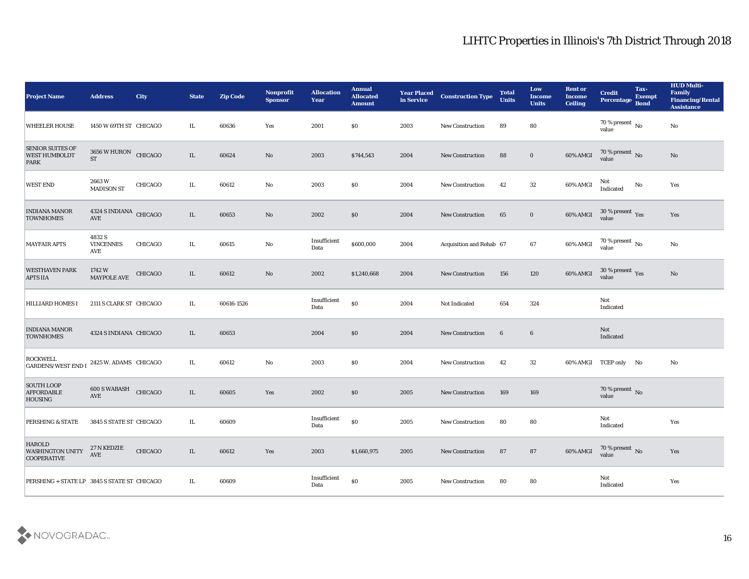# LIHTC Properties in Illinois's 7th District Through 2018

| Project Name | Address | City | State | Zip Code | Nonprofit Sponsor | Allocation Year | Annual Allocated Amount | Year Placed in Service | Construction Type | Total Units | Low Income Units | Rent or Income Ceiling | Credit Percentage | Tax-Exempt Bond | HUD Multi-Family Financing/Rental Assistance |
|---|---|---|---|---|---|---|---|---|---|---|---|---|---|---|---|
| WHEELER HOUSE | 1450 W 69TH ST | CHICAGO | IL | 60636 | Yes | 2001 | $0 | 2003 | New Construction | 89 | 80 | | 70 % present value | No | No |
| SENIOR SUITES OF WEST HUMBOLDT PARK | 3656 W HURON ST | CHICAGO | IL | 60624 | No | 2003 | $744,543 | 2004 | New Construction | 88 | 0 | 60% AMGI | 70 % present value | No | No |
| WEST END | 2663 W MADISON ST | CHICAGO | IL | 60612 | No | 2003 | $0 | 2004 | New Construction | 42 | 32 | 60% AMGI | Not Indicated | No | Yes |
| INDIANA MANOR TOWNHOMES | 4324 S INDIANA AVE | CHICAGO | IL | 60653 | No | 2002 | $0 | 2004 | New Construction | 65 | 0 | 60% AMGI | 30 % present value | Yes | Yes |
| MAYFAIR APTS | 4832 S VINCENNES AVE | CHICAGO | IL | 60615 | No | Insufficient Data | $600,000 | 2004 | Acquisition and Rehab | 67 | 67 | 60% AMGI | 70 % present value | No | No |
| WESTHAVEN PARK APTS IIA | 1742 W MAYPOLE AVE | CHICAGO | IL | 60612 | No | 2002 | $1,240,668 | 2004 | New Construction | 156 | 120 | 60% AMGI | 30 % present value | Yes | No |
| HILLIARD HOMES I | 2111 S CLARK ST | CHICAGO | IL | 60616-1526 | | Insufficient Data | $0 | 2004 | Not Indicated | 654 | 324 | | Not Indicated | | |
| INDIANA MANOR TOWNHOMES | 4324 S INDIANA | CHICAGO | IL | 60653 | | 2004 | $0 | 2004 | New Construction | 6 | 6 | | Not Indicated | | |
| ROCKWELL GARDENS/WEST END I | 2425 W. ADAMS | CHICAGO | IL | 60612 | No | 2003 | $0 | 2004 | New Construction | 42 | 32 | 60% AMGI | TCEP only | No | No |
| SOUTH LOOP AFFORDABLE HOUSING | 600 S WABASH AVE | CHICAGO | IL | 60605 | Yes | 2002 | $0 | 2005 | New Construction | 169 | 169 | | 70 % present value | No | |
| PERSHING & STATE | 3845 S STATE ST | CHICAGO | IL | 60609 | | Insufficient Data | $0 | 2005 | New Construction | 80 | 80 | | Not Indicated | | Yes |
| HAROLD WASHINGTON UNITY COOPERATIVE | 27 N KEDZIE AVE | CHICAGO | IL | 60612 | Yes | 2003 | $1,660,975 | 2005 | New Construction | 87 | 87 | 60% AMGI | 70 % present value | No | Yes |
| PERSHING + STATE LP | 3845 S STATE ST | CHICAGO | IL | 60609 | | Insufficient Data | $0 | 2005 | New Construction | 80 | 80 | | Not Indicated | | Yes |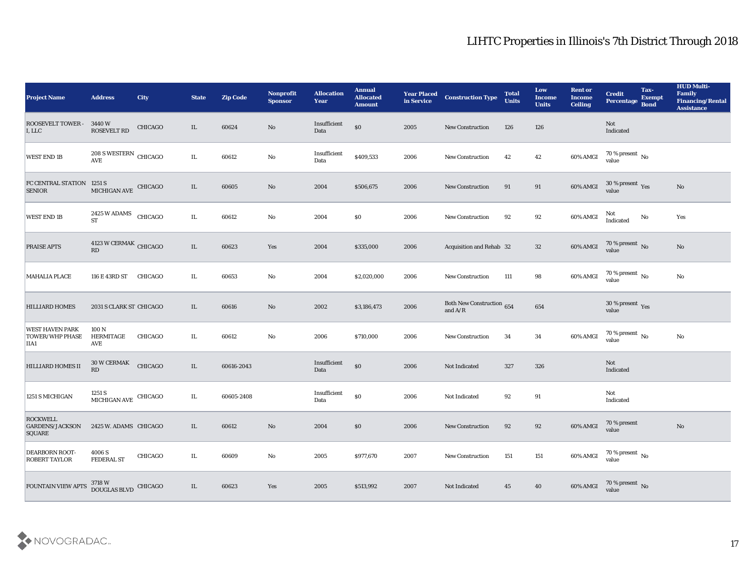# LIHTC Properties in Illinois's 7th District Through 2018

| Project Name | Address | City | State | Zip Code | Nonprofit Sponsor | Allocation Year | Annual Allocated Amount | Year Placed in Service | Construction Type | Total Units | Low Income Units | Rent or Income Ceiling | Credit Percentage | Tax-Exempt Bond | HUD Multi-Family Financing/Rental Assistance |
|---|---|---|---|---|---|---|---|---|---|---|---|---|---|---|---|
| ROOSEVELT TOWER - I, LLC | 3440 W ROOSEVELT RD | CHICAGO | IL | 60624 | No | Insufficient Data | $0 | 2005 | New Construction | 126 | 126 | | Not Indicated | | |
| WEST END 1B | 208 S WESTERN AVE | CHICAGO | IL | 60612 | No | Insufficient Data | $409,533 | 2006 | New Construction | 42 | 42 | 60% AMGI | 70 % present value | No | |
| FC CENTRAL STATION SENIOR | 1251 S MICHIGAN AVE | CHICAGO | IL | 60605 | No | 2004 | $506,675 | 2006 | New Construction | 91 | 91 | 60% AMGI | 30 % present value | Yes | No |
| WEST END 1B | 2425 W ADAMS ST | CHICAGO | IL | 60612 | No | 2004 | $0 | 2006 | New Construction | 92 | 92 | 60% AMGI | Not Indicated | No | Yes |
| PRAISE APTS | 4123 W CERMAK RD | CHICAGO | IL | 60623 | Yes | 2004 | $335,000 | 2006 | Acquisition and Rehab | 32 | 32 | 60% AMGI | 70 % present value | No | No |
| MAHALIA PLACE | 116 E 43RD ST | CHICAGO | IL | 60653 | No | 2004 | $2,020,000 | 2006 | New Construction | 111 | 98 | 60% AMGI | 70 % present value | No | No |
| HILLIARD HOMES | 2031 S CLARK ST | CHICAGO | IL | 60616 | No | 2002 | $3,186,473 | 2006 | Both New Construction and A/R | 654 | 654 | | 30 % present value | Yes | |
| WEST HAVEN PARK TOWER/WHP PHASE IIA1 | 100 N HERMITAGE AVE | CHICAGO | IL | 60612 | No | 2006 | $710,000 | 2006 | New Construction | 34 | 34 | 60% AMGI | 70 % present value | No | No |
| HILLIARD HOMES II | 30 W CERMAK RD | CHICAGO | IL | 60616-2043 | | Insufficient Data | $0 | 2006 | Not Indicated | 327 | 326 | | Not Indicated | | |
| 1251 S MICHIGAN | 1251 S MICHIGAN AVE | CHICAGO | IL | 60605-2408 | | Insufficient Data | $0 | 2006 | Not Indicated | 92 | 91 | | Not Indicated | | |
| ROCKWELL GARDENS/JACKSON SQUARE | 2425 W. ADAMS | CHICAGO | IL | 60612 | No | 2004 | $0 | 2006 | New Construction | 92 | 92 | 60% AMGI | 70 % present value | | No |
| DEARBORN ROOT-ROBERT TAYLOR | 4006 S FEDERAL ST | CHICAGO | IL | 60609 | No | 2005 | $977,670 | 2007 | New Construction | 151 | 151 | 60% AMGI | 70 % present value | No | |
| FOUNTAIN VIEW APTS | 3718 W DOUGLAS BLVD | CHICAGO | IL | 60623 | Yes | 2005 | $513,992 | 2007 | Not Indicated | 45 | 40 | 60% AMGI | 70 % present value | No | |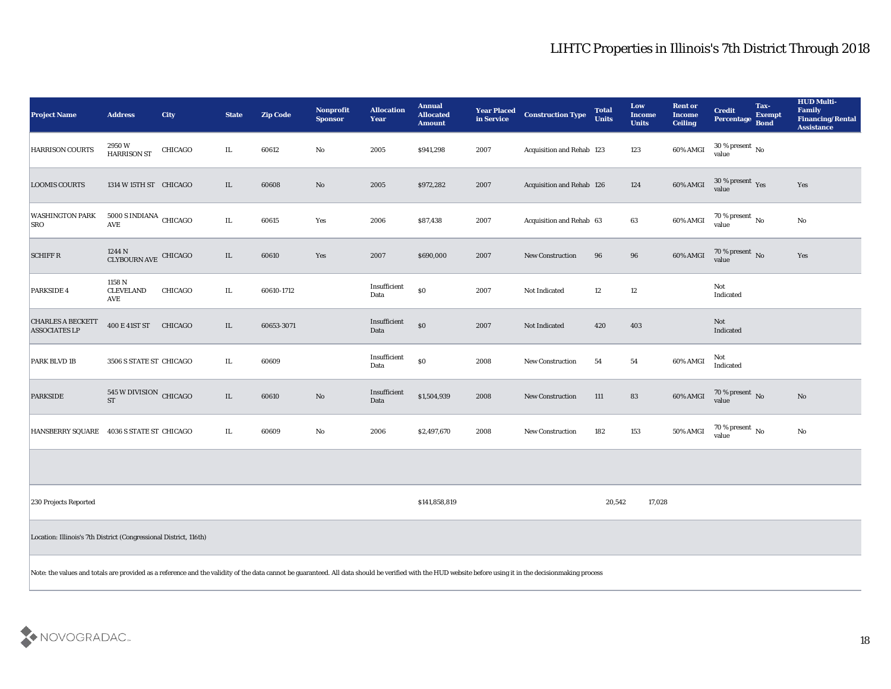# LIHTC Properties in Illinois's 7th District Through 2018

| Project Name | Address | City | State | Zip Code | Nonprofit Sponsor | Allocation Year | Annual Allocated Amount | Year Placed in Service | Construction Type | Total Units | Low Income Units | Rent or Income Ceiling | Credit Percentage | Tax-Exempt Bond | HUD Multi-Family Financing/Rental Assistance |
|---|---|---|---|---|---|---|---|---|---|---|---|---|---|---|---|
| HARRISON COURTS | 2950 W HARRISON ST | CHICAGO | IL | 60612 | No | 2005 | $941,298 | 2007 | Acquisition and Rehab | 123 | 123 | 60% AMGI | 30 % present value | No | |
| LOOMIS COURTS | 1314 W 15TH ST | CHICAGO | IL | 60608 | No | 2005 | $972,282 | 2007 | Acquisition and Rehab | 126 | 124 | 60% AMGI | 30 % present value | Yes | Yes |
| WASHINGTON PARK SRO | 5000 S INDIANA AVE | CHICAGO | IL | 60615 | Yes | 2006 | $87,438 | 2007 | Acquisition and Rehab | 63 | 63 | 60% AMGI | 70 % present value | No | No |
| SCHIFF R | 1244 N CLYBOURN AVE | CHICAGO | IL | 60610 | Yes | 2007 | $690,000 | 2007 | New Construction | 96 | 96 | 60% AMGI | 70 % present value | No | Yes |
| PARKSIDE 4 | 1158 N CLEVELAND AVE | CHICAGO | IL | 60610-1712 | | Insufficient Data | $0 | 2007 | Not Indicated | 12 | 12 | | Not Indicated | | |
| CHARLES A BECKETT ASSOCIATES LP | 400 E 41ST ST | CHICAGO | IL | 60653-3071 | | Insufficient Data | $0 | 2007 | Not Indicated | 420 | 403 | | Not Indicated | | |
| PARK BLVD 1B | 3506 S STATE ST | CHICAGO | IL | 60609 | | Insufficient Data | $0 | 2008 | New Construction | 54 | 54 | 60% AMGI | Not Indicated | | |
| PARKSIDE | 545 W DIVISION ST | CHICAGO | IL | 60610 | No | Insufficient Data | $1,504,939 | 2008 | New Construction | 111 | 83 | 60% AMGI | 70 % present value | No | No |
| HANSBERRY SQUARE | 4036 S STATE ST | CHICAGO | IL | 60609 | No | 2006 | $2,497,670 | 2008 | New Construction | 182 | 153 | 50% AMGI | 70 % present value | No | No |
| | | | | | | | | | | | | | | | |
| 230 Projects Reported | | | | | | | $141,858,819 | | | 20,542 | 17,028 | | | | |
| Location: Illinois's 7th District (Congressional District, 116th) | | | | | | | | | | | | | | | |
| Note: the values and totals are provided as a reference and the validity of the data cannot be guaranteed. All data should be verified with the HUD website before using it in the decisionmaking process | | | | | | | | | | | | | | | |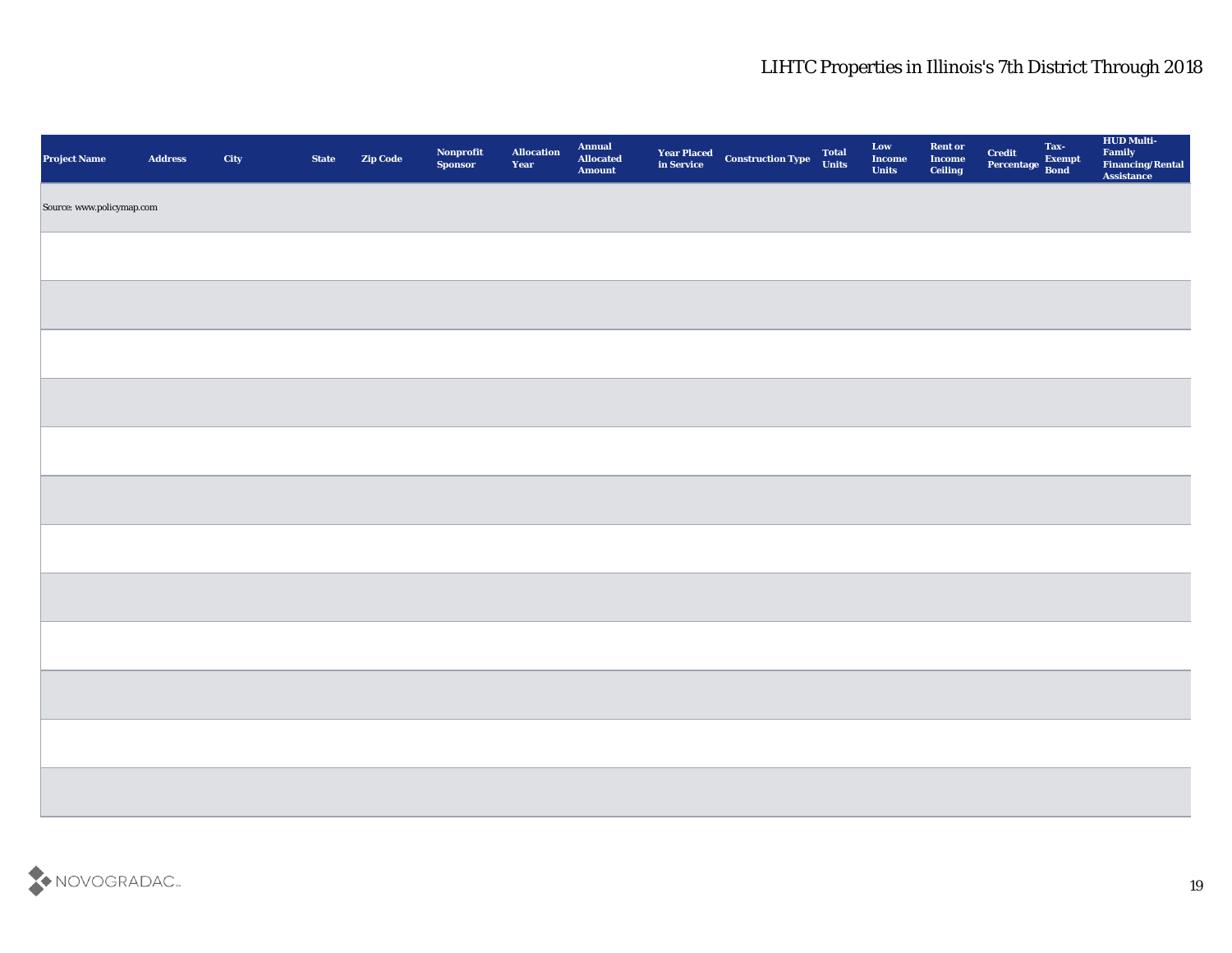| Project Name | Address | City | State | Zip Code | Nonprofit Sponsor | Allocation Year | Annual Allocated Amount | Year Placed in Service | Construction Type | Total Units | Low Income Units | Rent or Income Ceiling | Credit Percentage | Tax-Exempt Bond | HUD Multi-Family Financing/Rental Assistance |
|---|---|---|---|---|---|---|---|---|---|---|---|---|---|---|---|
| Source: www.policymap.com | | | | | | | | | | | | | | | |